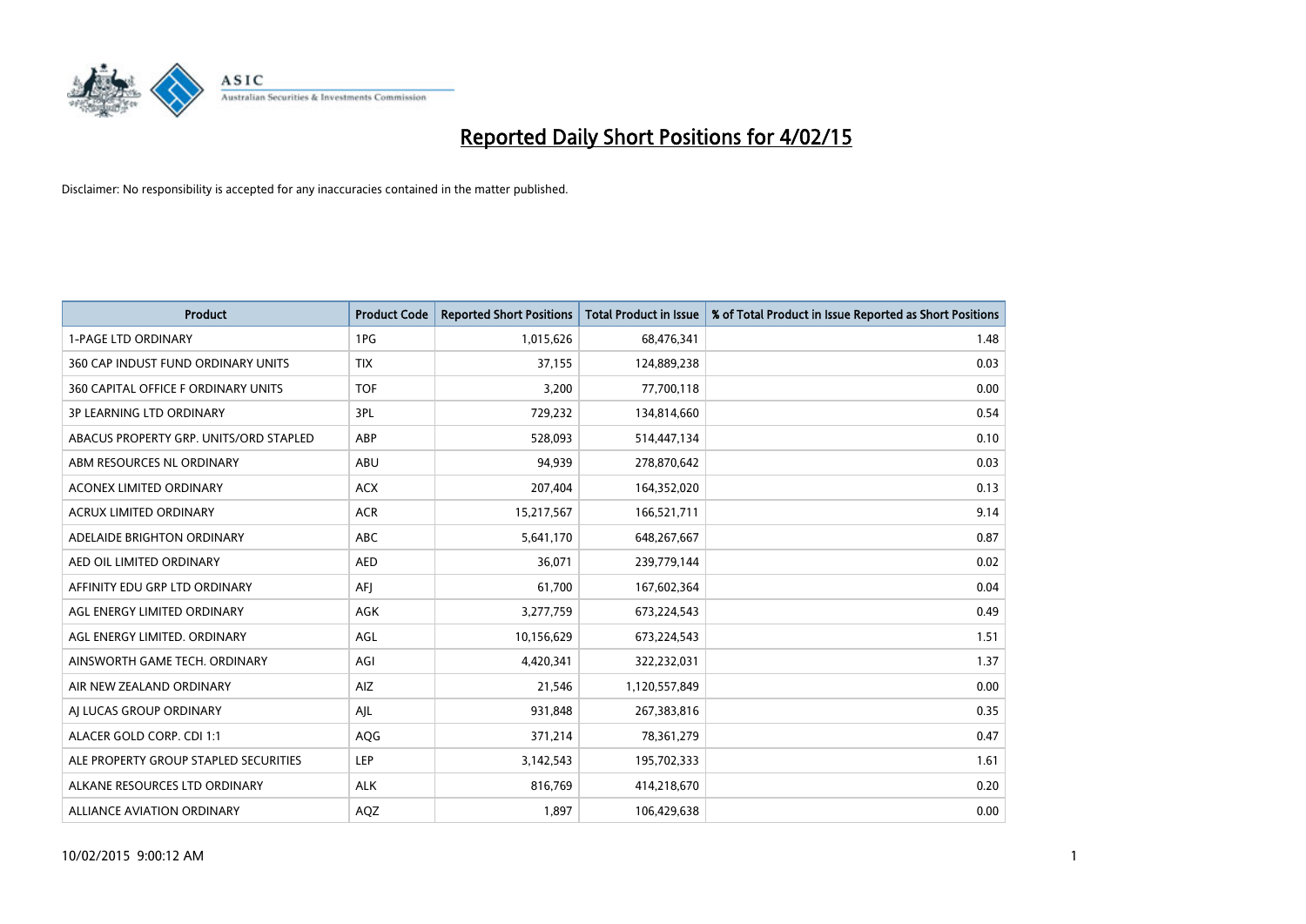# Reported Daily Short Positions for 4/02/15

Disclaimer: No responsibility is accepted for any inaccuracies contained in the matter published.

| Product | Product Code | Reported Short Positions | Total Product in Issue | % of Total Product in Issue Reported as Short Positions |
|---|---|---|---|---|
| 1-PAGE LTD ORDINARY | 1PG | 1,015,626 | 68,476,341 | 1.48 |
| 360 CAP INDUST FUND ORDINARY UNITS | TIX | 37,155 | 124,889,238 | 0.03 |
| 360 CAPITAL OFFICE F ORDINARY UNITS | TOF | 3,200 | 77,700,118 | 0.00 |
| 3P LEARNING LTD ORDINARY | 3PL | 729,232 | 134,814,660 | 0.54 |
| ABACUS PROPERTY GRP. UNITS/ORD STAPLED | ABP | 528,093 | 514,447,134 | 0.10 |
| ABM RESOURCES NL ORDINARY | ABU | 94,939 | 278,870,642 | 0.03 |
| ACONEX LIMITED ORDINARY | ACX | 207,404 | 164,352,020 | 0.13 |
| ACRUX LIMITED ORDINARY | ACR | 15,217,567 | 166,521,711 | 9.14 |
| ADELAIDE BRIGHTON ORDINARY | ABC | 5,641,170 | 648,267,667 | 0.87 |
| AED OIL LIMITED ORDINARY | AED | 36,071 | 239,779,144 | 0.02 |
| AFFINITY EDU GRP LTD ORDINARY | AFJ | 61,700 | 167,602,364 | 0.04 |
| AGL ENERGY LIMITED ORDINARY | AGK | 3,277,759 | 673,224,543 | 0.49 |
| AGL ENERGY LIMITED. ORDINARY | AGL | 10,156,629 | 673,224,543 | 1.51 |
| AINSWORTH GAME TECH. ORDINARY | AGI | 4,420,341 | 322,232,031 | 1.37 |
| AIR NEW ZEALAND ORDINARY | AIZ | 21,546 | 1,120,557,849 | 0.00 |
| AJ LUCAS GROUP ORDINARY | AJL | 931,848 | 267,383,816 | 0.35 |
| ALACER GOLD CORP. CDI 1:1 | AQG | 371,214 | 78,361,279 | 0.47 |
| ALE PROPERTY GROUP STAPLED SECURITIES | LEP | 3,142,543 | 195,702,333 | 1.61 |
| ALKANE RESOURCES LTD ORDINARY | ALK | 816,769 | 414,218,670 | 0.20 |
| ALLIANCE AVIATION ORDINARY | AQZ | 1,897 | 106,429,638 | 0.00 |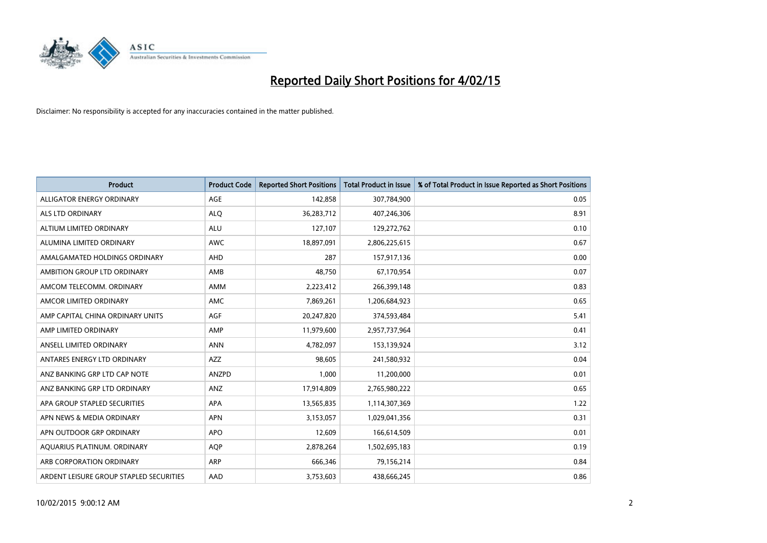# Reported Daily Short Positions for 4/02/15

Disclaimer: No responsibility is accepted for any inaccuracies contained in the matter published.

| Product | Product Code | Reported Short Positions | Total Product in Issue | % of Total Product in Issue Reported as Short Positions |
|---|---|---|---|---|
| ALLIGATOR ENERGY ORDINARY | AGE | 142,858 | 307,784,900 | 0.05 |
| ALS LTD ORDINARY | ALQ | 36,283,712 | 407,246,306 | 8.91 |
| ALTIUM LIMITED ORDINARY | ALU | 127,107 | 129,272,762 | 0.10 |
| ALUMINA LIMITED ORDINARY | AWC | 18,897,091 | 2,806,225,615 | 0.67 |
| AMALGAMATED HOLDINGS ORDINARY | AHD | 287 | 157,917,136 | 0.00 |
| AMBITION GROUP LTD ORDINARY | AMB | 48,750 | 67,170,954 | 0.07 |
| AMCOM TELECOMM. ORDINARY | AMM | 2,223,412 | 266,399,148 | 0.83 |
| AMCOR LIMITED ORDINARY | AMC | 7,869,261 | 1,206,684,923 | 0.65 |
| AMP CAPITAL CHINA ORDINARY UNITS | AGF | 20,247,820 | 374,593,484 | 5.41 |
| AMP LIMITED ORDINARY | AMP | 11,979,600 | 2,957,737,964 | 0.41 |
| ANSELL LIMITED ORDINARY | ANN | 4,782,097 | 153,139,924 | 3.12 |
| ANTARES ENERGY LTD ORDINARY | AZZ | 98,605 | 241,580,932 | 0.04 |
| ANZ BANKING GRP LTD CAP NOTE | ANZPD | 1,000 | 11,200,000 | 0.01 |
| ANZ BANKING GRP LTD ORDINARY | ANZ | 17,914,809 | 2,765,980,222 | 0.65 |
| APA GROUP STAPLED SECURITIES | APA | 13,565,835 | 1,114,307,369 | 1.22 |
| APN NEWS & MEDIA ORDINARY | APN | 3,153,057 | 1,029,041,356 | 0.31 |
| APN OUTDOOR GRP ORDINARY | APO | 12,609 | 166,614,509 | 0.01 |
| AQUARIUS PLATINUM. ORDINARY | AQP | 2,878,264 | 1,502,695,183 | 0.19 |
| ARB CORPORATION ORDINARY | ARP | 666,346 | 79,156,214 | 0.84 |
| ARDENT LEISURE GROUP STAPLED SECURITIES | AAD | 3,753,603 | 438,666,245 | 0.86 |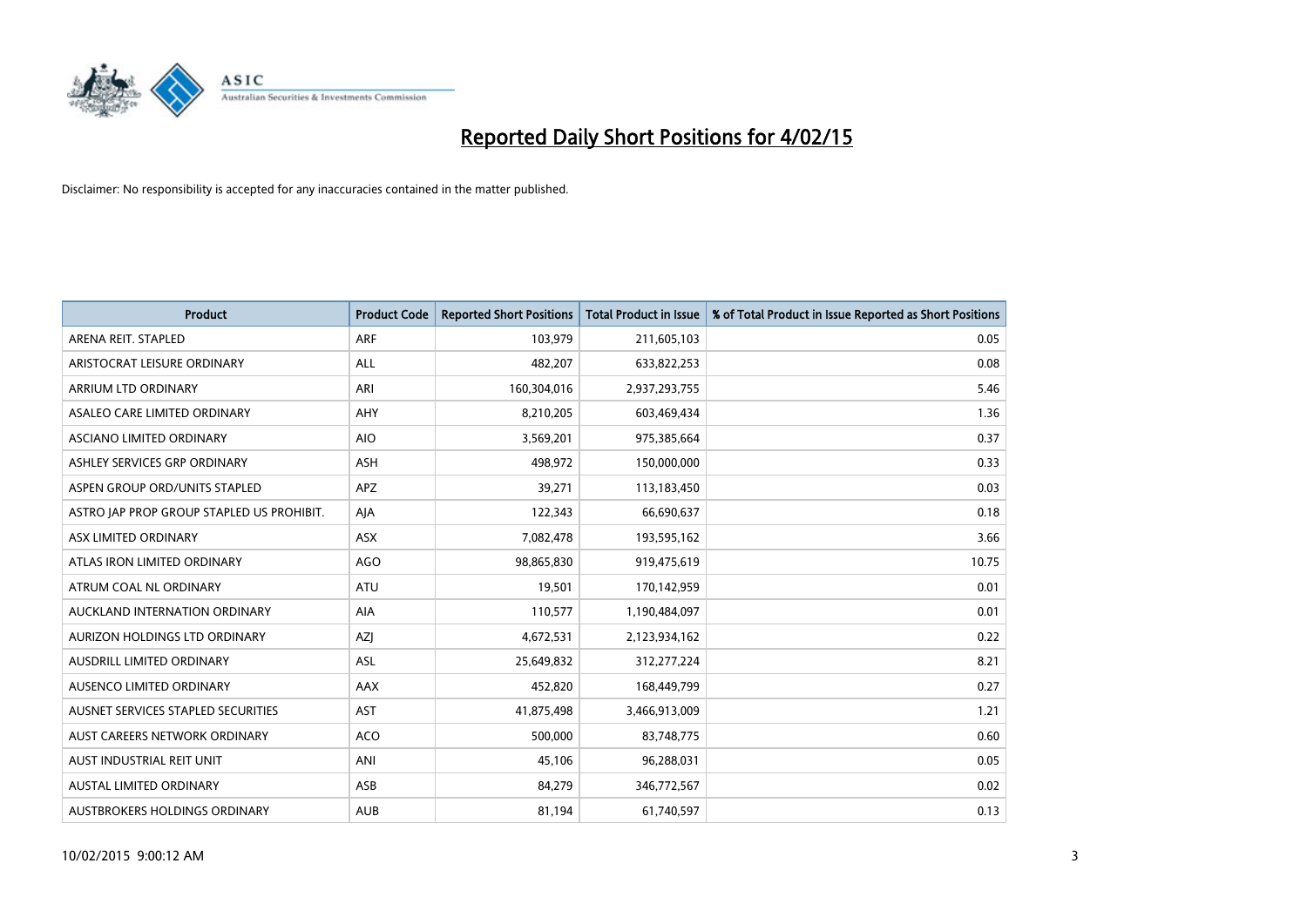# Reported Daily Short Positions for 4/02/15

Disclaimer: No responsibility is accepted for any inaccuracies contained in the matter published.

| Product | Product Code | Reported Short Positions | Total Product in Issue | % of Total Product in Issue Reported as Short Positions |
|---|---|---|---|---|
| ARENA REIT. STAPLED | ARF | 103,979 | 211,605,103 | 0.05 |
| ARISTOCRAT LEISURE ORDINARY | ALL | 482,207 | 633,822,253 | 0.08 |
| ARRIUM LTD ORDINARY | ARI | 160,304,016 | 2,937,293,755 | 5.46 |
| ASALEO CARE LIMITED ORDINARY | AHY | 8,210,205 | 603,469,434 | 1.36 |
| ASCIANO LIMITED ORDINARY | AIO | 3,569,201 | 975,385,664 | 0.37 |
| ASHLEY SERVICES GRP ORDINARY | ASH | 498,972 | 150,000,000 | 0.33 |
| ASPEN GROUP ORD/UNITS STAPLED | APZ | 39,271 | 113,183,450 | 0.03 |
| ASTRO JAP PROP GROUP STAPLED US PROHIBIT. | AJA | 122,343 | 66,690,637 | 0.18 |
| ASX LIMITED ORDINARY | ASX | 7,082,478 | 193,595,162 | 3.66 |
| ATLAS IRON LIMITED ORDINARY | AGO | 98,865,830 | 919,475,619 | 10.75 |
| ATRUM COAL NL ORDINARY | ATU | 19,501 | 170,142,959 | 0.01 |
| AUCKLAND INTERNATION ORDINARY | AIA | 110,577 | 1,190,484,097 | 0.01 |
| AURIZON HOLDINGS LTD ORDINARY | AZJ | 4,672,531 | 2,123,934,162 | 0.22 |
| AUSDRILL LIMITED ORDINARY | ASL | 25,649,832 | 312,277,224 | 8.21 |
| AUSENCO LIMITED ORDINARY | AAX | 452,820 | 168,449,799 | 0.27 |
| AUSNET SERVICES STAPLED SECURITIES | AST | 41,875,498 | 3,466,913,009 | 1.21 |
| AUST CAREERS NETWORK ORDINARY | ACO | 500,000 | 83,748,775 | 0.60 |
| AUST INDUSTRIAL REIT UNIT | ANI | 45,106 | 96,288,031 | 0.05 |
| AUSTAL LIMITED ORDINARY | ASB | 84,279 | 346,772,567 | 0.02 |
| AUSTBROKERS HOLDINGS ORDINARY | AUB | 81,194 | 61,740,597 | 0.13 |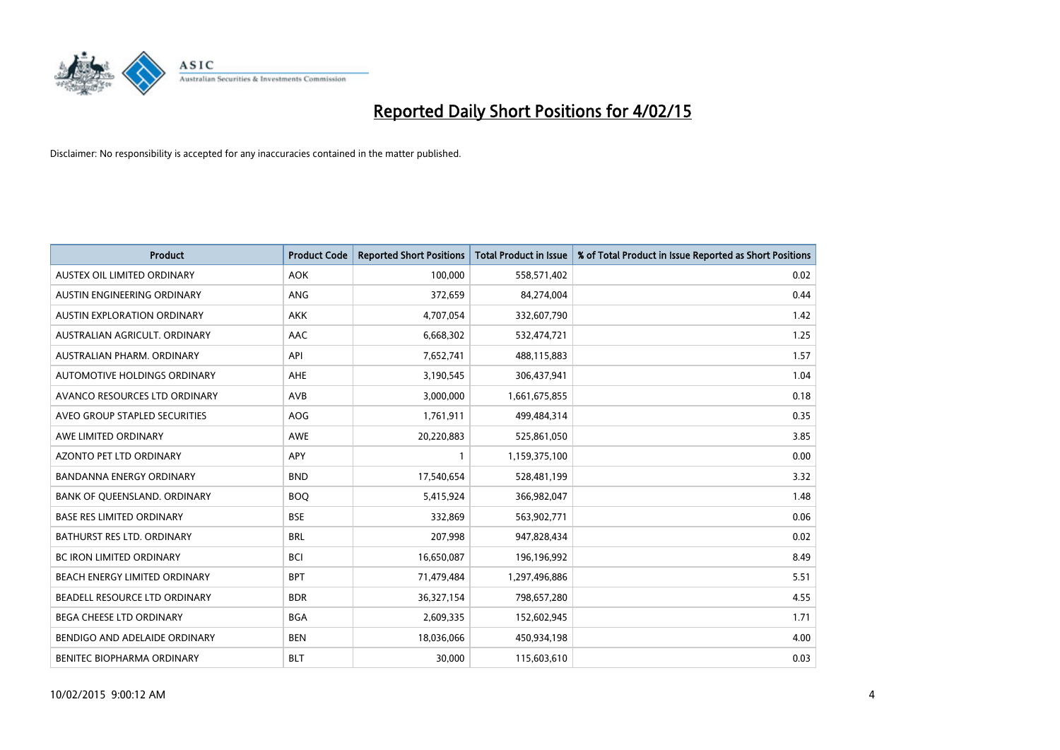# Reported Daily Short Positions for 4/02/15

Disclaimer: No responsibility is accepted for any inaccuracies contained in the matter published.

| Product | Product Code | Reported Short Positions | Total Product in Issue | % of Total Product in Issue Reported as Short Positions |
|---|---|---|---|---|
| AUSTEX OIL LIMITED ORDINARY | AOK | 100,000 | 558,571,402 | 0.02 |
| AUSTIN ENGINEERING ORDINARY | ANG | 372,659 | 84,274,004 | 0.44 |
| AUSTIN EXPLORATION ORDINARY | AKK | 4,707,054 | 332,607,790 | 1.42 |
| AUSTRALIAN AGRICULT. ORDINARY | AAC | 6,668,302 | 532,474,721 | 1.25 |
| AUSTRALIAN PHARM. ORDINARY | API | 7,652,741 | 488,115,883 | 1.57 |
| AUTOMOTIVE HOLDINGS ORDINARY | AHE | 3,190,545 | 306,437,941 | 1.04 |
| AVANCO RESOURCES LTD ORDINARY | AVB | 3,000,000 | 1,661,675,855 | 0.18 |
| AVEO GROUP STAPLED SECURITIES | AOG | 1,761,911 | 499,484,314 | 0.35 |
| AWE LIMITED ORDINARY | AWE | 20,220,883 | 525,861,050 | 3.85 |
| AZONTO PET LTD ORDINARY | APY | 1 | 1,159,375,100 | 0.00 |
| BANDANNA ENERGY ORDINARY | BND | 17,540,654 | 528,481,199 | 3.32 |
| BANK OF QUEENSLAND. ORDINARY | BOQ | 5,415,924 | 366,982,047 | 1.48 |
| BASE RES LIMITED ORDINARY | BSE | 332,869 | 563,902,771 | 0.06 |
| BATHURST RES LTD. ORDINARY | BRL | 207,998 | 947,828,434 | 0.02 |
| BC IRON LIMITED ORDINARY | BCI | 16,650,087 | 196,196,992 | 8.49 |
| BEACH ENERGY LIMITED ORDINARY | BPT | 71,479,484 | 1,297,496,886 | 5.51 |
| BEADELL RESOURCE LTD ORDINARY | BDR | 36,327,154 | 798,657,280 | 4.55 |
| BEGA CHEESE LTD ORDINARY | BGA | 2,609,335 | 152,602,945 | 1.71 |
| BENDIGO AND ADELAIDE ORDINARY | BEN | 18,036,066 | 450,934,198 | 4.00 |
| BENITEC BIOPHARMA ORDINARY | BLT | 30,000 | 115,603,610 | 0.03 |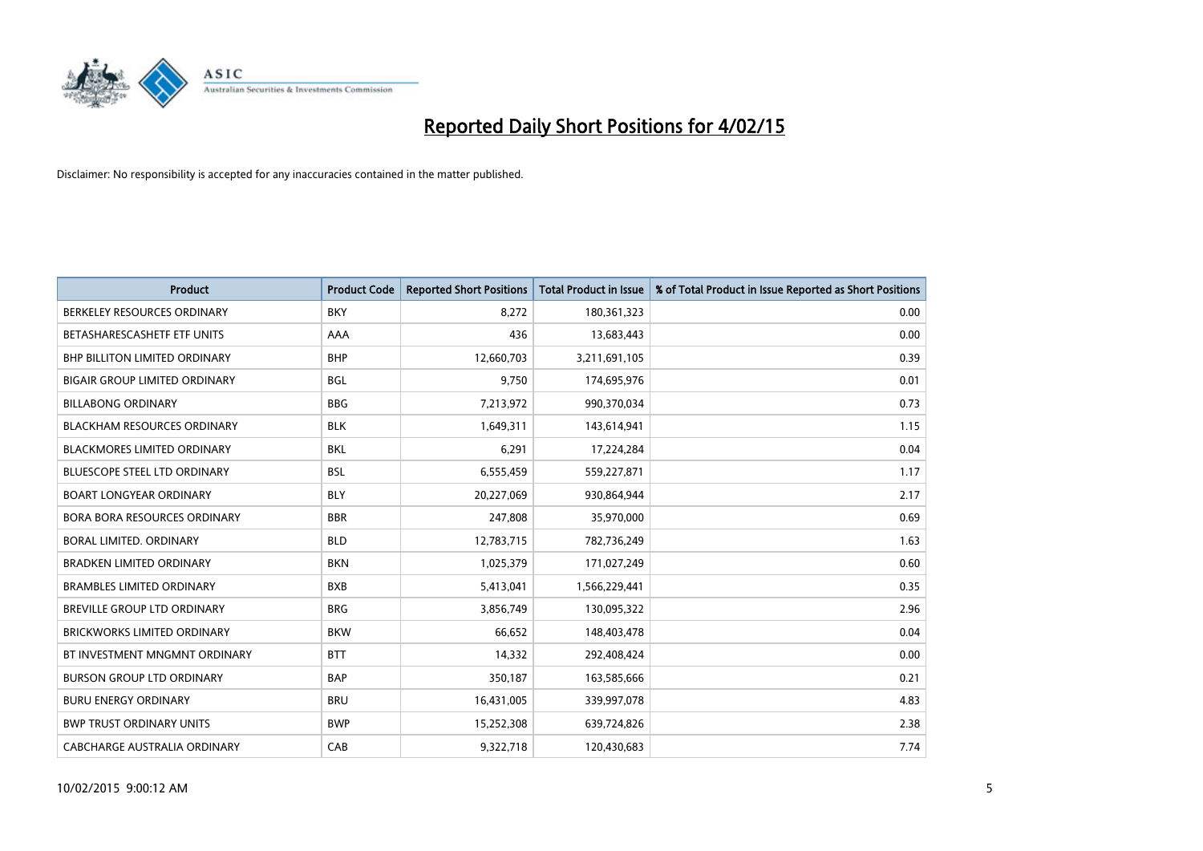# Reported Daily Short Positions for 4/02/15

Disclaimer: No responsibility is accepted for any inaccuracies contained in the matter published.

| Product | Product Code | Reported Short Positions | Total Product in Issue | % of Total Product in Issue Reported as Short Positions |
|---|---|---|---|---|
| BERKELEY RESOURCES ORDINARY | BKY | 8,272 | 180,361,323 | 0.00 |
| BETASHARESCASHETF ETF UNITS | AAA | 436 | 13,683,443 | 0.00 |
| BHP BILLITON LIMITED ORDINARY | BHP | 12,660,703 | 3,211,691,105 | 0.39 |
| BIGAIR GROUP LIMITED ORDINARY | BGL | 9,750 | 174,695,976 | 0.01 |
| BILLABONG ORDINARY | BBG | 7,213,972 | 990,370,034 | 0.73 |
| BLACKHAM RESOURCES ORDINARY | BLK | 1,649,311 | 143,614,941 | 1.15 |
| BLACKMORES LIMITED ORDINARY | BKL | 6,291 | 17,224,284 | 0.04 |
| BLUESCOPE STEEL LTD ORDINARY | BSL | 6,555,459 | 559,227,871 | 1.17 |
| BOART LONGYEAR ORDINARY | BLY | 20,227,069 | 930,864,944 | 2.17 |
| BORA BORA RESOURCES ORDINARY | BBR | 247,808 | 35,970,000 | 0.69 |
| BORAL LIMITED. ORDINARY | BLD | 12,783,715 | 782,736,249 | 1.63 |
| BRADKEN LIMITED ORDINARY | BKN | 1,025,379 | 171,027,249 | 0.60 |
| BRAMBLES LIMITED ORDINARY | BXB | 5,413,041 | 1,566,229,441 | 0.35 |
| BREVILLE GROUP LTD ORDINARY | BRG | 3,856,749 | 130,095,322 | 2.96 |
| BRICKWORKS LIMITED ORDINARY | BKW | 66,652 | 148,403,478 | 0.04 |
| BT INVESTMENT MNGMNT ORDINARY | BTT | 14,332 | 292,408,424 | 0.00 |
| BURSON GROUP LTD ORDINARY | BAP | 350,187 | 163,585,666 | 0.21 |
| BURU ENERGY ORDINARY | BRU | 16,431,005 | 339,997,078 | 4.83 |
| BWP TRUST ORDINARY UNITS | BWP | 15,252,308 | 639,724,826 | 2.38 |
| CABCHARGE AUSTRALIA ORDINARY | CAB | 9,322,718 | 120,430,683 | 7.74 |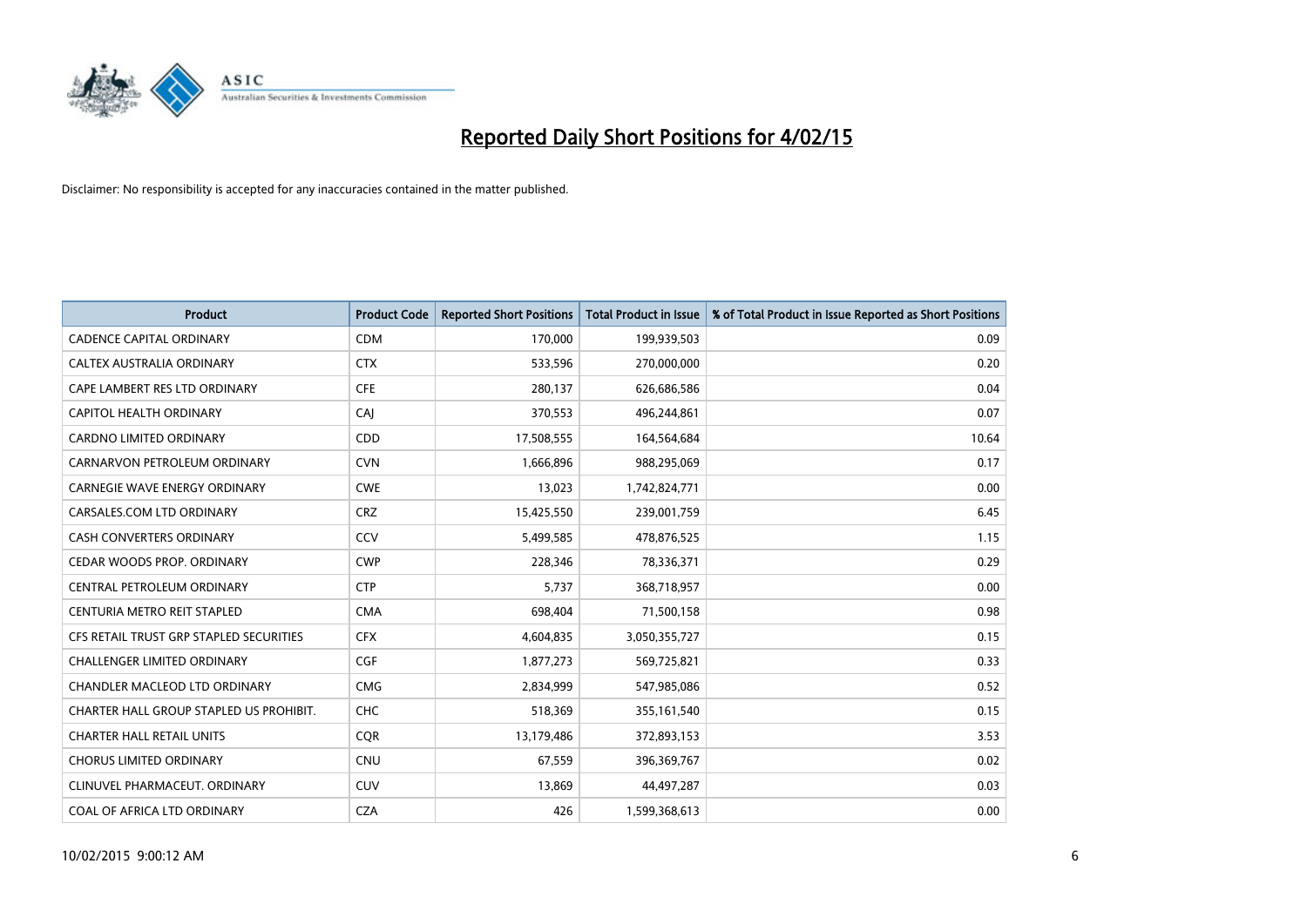# Reported Daily Short Positions for 4/02/15

Disclaimer: No responsibility is accepted for any inaccuracies contained in the matter published.

| Product | Product Code | Reported Short Positions | Total Product in Issue | % of Total Product in Issue Reported as Short Positions |
|---|---|---|---|---|
| CADENCE CAPITAL ORDINARY | CDM | 170,000 | 199,939,503 | 0.09 |
| CALTEX AUSTRALIA ORDINARY | CTX | 533,596 | 270,000,000 | 0.20 |
| CAPE LAMBERT RES LTD ORDINARY | CFE | 280,137 | 626,686,586 | 0.04 |
| CAPITOL HEALTH ORDINARY | CAJ | 370,553 | 496,244,861 | 0.07 |
| CARDNO LIMITED ORDINARY | CDD | 17,508,555 | 164,564,684 | 10.64 |
| CARNARVON PETROLEUM ORDINARY | CVN | 1,666,896 | 988,295,069 | 0.17 |
| CARNEGIE WAVE ENERGY ORDINARY | CWE | 13,023 | 1,742,824,771 | 0.00 |
| CARSALES.COM LTD ORDINARY | CRZ | 15,425,550 | 239,001,759 | 6.45 |
| CASH CONVERTERS ORDINARY | CCV | 5,499,585 | 478,876,525 | 1.15 |
| CEDAR WOODS PROP. ORDINARY | CWP | 228,346 | 78,336,371 | 0.29 |
| CENTRAL PETROLEUM ORDINARY | CTP | 5,737 | 368,718,957 | 0.00 |
| CENTURIA METRO REIT STAPLED | CMA | 698,404 | 71,500,158 | 0.98 |
| CFS RETAIL TRUST GRP STAPLED SECURITIES | CFX | 4,604,835 | 3,050,355,727 | 0.15 |
| CHALLENGER LIMITED ORDINARY | CGF | 1,877,273 | 569,725,821 | 0.33 |
| CHANDLER MACLEOD LTD ORDINARY | CMG | 2,834,999 | 547,985,086 | 0.52 |
| CHARTER HALL GROUP STAPLED US PROHIBIT. | CHC | 518,369 | 355,161,540 | 0.15 |
| CHARTER HALL RETAIL UNITS | CQR | 13,179,486 | 372,893,153 | 3.53 |
| CHORUS LIMITED ORDINARY | CNU | 67,559 | 396,369,767 | 0.02 |
| CLINUVEL PHARMACEUT. ORDINARY | CUV | 13,869 | 44,497,287 | 0.03 |
| COAL OF AFRICA LTD ORDINARY | CZA | 426 | 1,599,368,613 | 0.00 |

10/02/2015 9:00:12 AM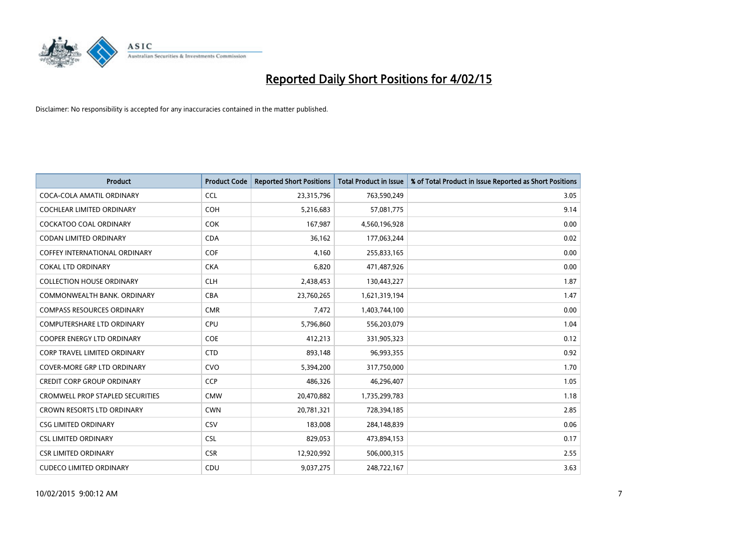# Reported Daily Short Positions for 4/02/15

Disclaimer: No responsibility is accepted for any inaccuracies contained in the matter published.

| Product | Product Code | Reported Short Positions | Total Product in Issue | % of Total Product in Issue Reported as Short Positions |
|---|---|---|---|---|
| COCA-COLA AMATIL ORDINARY | CCL | 23,315,796 | 763,590,249 | 3.05 |
| COCHLEAR LIMITED ORDINARY | COH | 5,216,683 | 57,081,775 | 9.14 |
| COCKATOO COAL ORDINARY | COK | 167,987 | 4,560,196,928 | 0.00 |
| CODAN LIMITED ORDINARY | CDA | 36,162 | 177,063,244 | 0.02 |
| COFFEY INTERNATIONAL ORDINARY | COF | 4,160 | 255,833,165 | 0.00 |
| COKAL LTD ORDINARY | CKA | 6,820 | 471,487,926 | 0.00 |
| COLLECTION HOUSE ORDINARY | CLH | 2,438,453 | 130,443,227 | 1.87 |
| COMMONWEALTH BANK. ORDINARY | CBA | 23,760,265 | 1,621,319,194 | 1.47 |
| COMPASS RESOURCES ORDINARY | CMR | 7,472 | 1,403,744,100 | 0.00 |
| COMPUTERSHARE LTD ORDINARY | CPU | 5,796,860 | 556,203,079 | 1.04 |
| COOPER ENERGY LTD ORDINARY | COE | 412,213 | 331,905,323 | 0.12 |
| CORP TRAVEL LIMITED ORDINARY | CTD | 893,148 | 96,993,355 | 0.92 |
| COVER-MORE GRP LTD ORDINARY | CVO | 5,394,200 | 317,750,000 | 1.70 |
| CREDIT CORP GROUP ORDINARY | CCP | 486,326 | 46,296,407 | 1.05 |
| CROMWELL PROP STAPLED SECURITIES | CMW | 20,470,882 | 1,735,299,783 | 1.18 |
| CROWN RESORTS LTD ORDINARY | CWN | 20,781,321 | 728,394,185 | 2.85 |
| CSG LIMITED ORDINARY | CSV | 183,008 | 284,148,839 | 0.06 |
| CSL LIMITED ORDINARY | CSL | 829,053 | 473,894,153 | 0.17 |
| CSR LIMITED ORDINARY | CSR | 12,920,992 | 506,000,315 | 2.55 |
| CUDECO LIMITED ORDINARY | CDU | 9,037,275 | 248,722,167 | 3.63 |

10/02/2015 9:00:12 AM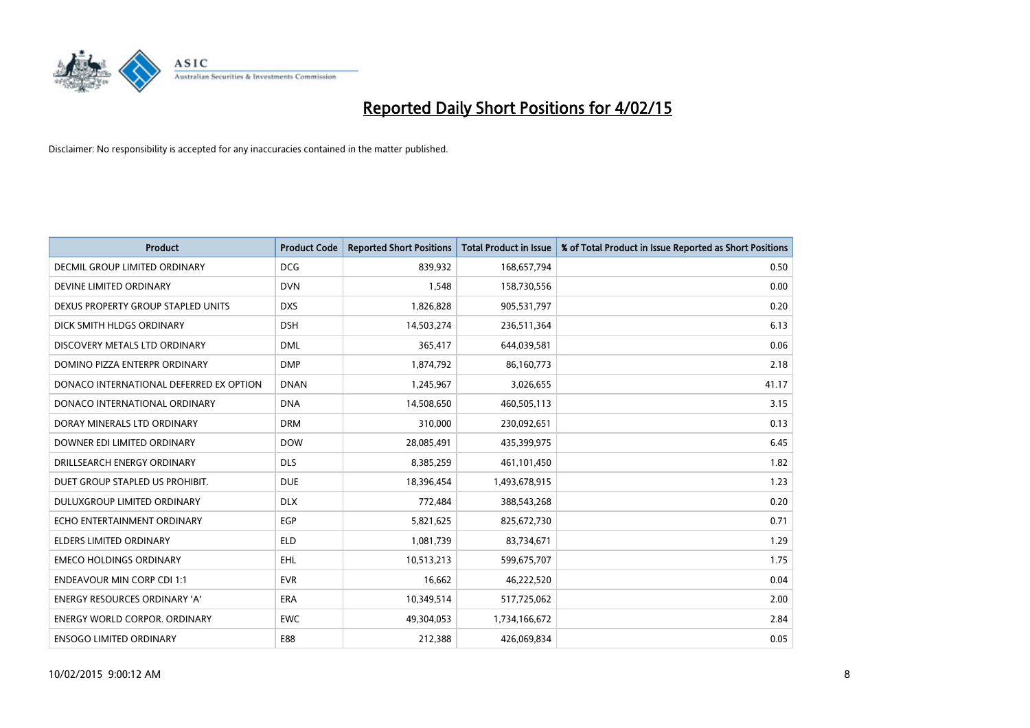# Reported Daily Short Positions for 4/02/15

Disclaimer: No responsibility is accepted for any inaccuracies contained in the matter published.

| Product | Product Code | Reported Short Positions | Total Product in Issue | % of Total Product in Issue Reported as Short Positions |
|---|---|---|---|---|
| DECMIL GROUP LIMITED ORDINARY | DCG | 839,932 | 168,657,794 | 0.50 |
| DEVINE LIMITED ORDINARY | DVN | 1,548 | 158,730,556 | 0.00 |
| DEXUS PROPERTY GROUP STAPLED UNITS | DXS | 1,826,828 | 905,531,797 | 0.20 |
| DICK SMITH HLDGS ORDINARY | DSH | 14,503,274 | 236,511,364 | 6.13 |
| DISCOVERY METALS LTD ORDINARY | DML | 365,417 | 644,039,581 | 0.06 |
| DOMINO PIZZA ENTERPR ORDINARY | DMP | 1,874,792 | 86,160,773 | 2.18 |
| DONACO INTERNATIONAL DEFERRED EX OPTION | DNAN | 1,245,967 | 3,026,655 | 41.17 |
| DONACO INTERNATIONAL ORDINARY | DNA | 14,508,650 | 460,505,113 | 3.15 |
| DORAY MINERALS LTD ORDINARY | DRM | 310,000 | 230,092,651 | 0.13 |
| DOWNER EDI LIMITED ORDINARY | DOW | 28,085,491 | 435,399,975 | 6.45 |
| DRILLSEARCH ENERGY ORDINARY | DLS | 8,385,259 | 461,101,450 | 1.82 |
| DUET GROUP STAPLED US PROHIBIT. | DUE | 18,396,454 | 1,493,678,915 | 1.23 |
| DULUXGROUP LIMITED ORDINARY | DLX | 772,484 | 388,543,268 | 0.20 |
| ECHO ENTERTAINMENT ORDINARY | EGP | 5,821,625 | 825,672,730 | 0.71 |
| ELDERS LIMITED ORDINARY | ELD | 1,081,739 | 83,734,671 | 1.29 |
| EMECO HOLDINGS ORDINARY | EHL | 10,513,213 | 599,675,707 | 1.75 |
| ENDEAVOUR MIN CORP CDI 1:1 | EVR | 16,662 | 46,222,520 | 0.04 |
| ENERGY RESOURCES ORDINARY 'A' | ERA | 10,349,514 | 517,725,062 | 2.00 |
| ENERGY WORLD CORPOR. ORDINARY | EWC | 49,304,053 | 1,734,166,672 | 2.84 |
| ENSOGO LIMITED ORDINARY | E88 | 212,388 | 426,069,834 | 0.05 |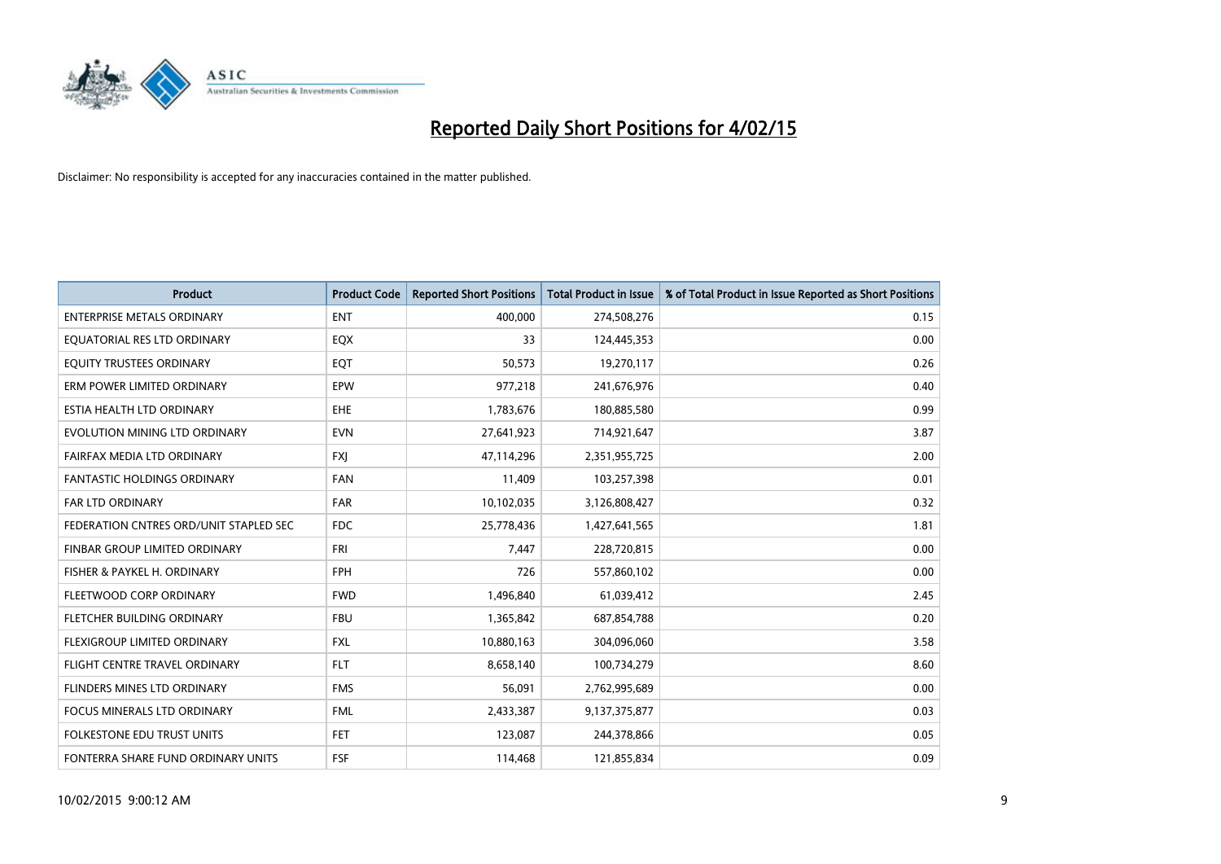# Reported Daily Short Positions for 4/02/15

Disclaimer: No responsibility is accepted for any inaccuracies contained in the matter published.

| Product | Product Code | Reported Short Positions | Total Product in Issue | % of Total Product in Issue Reported as Short Positions |
|---|---|---|---|---|
| ENTERPRISE METALS ORDINARY | ENT | 400,000 | 274,508,276 | 0.15 |
| EQUATORIAL RES LTD ORDINARY | EQX | 33 | 124,445,353 | 0.00 |
| EQUITY TRUSTEES ORDINARY | EQT | 50,573 | 19,270,117 | 0.26 |
| ERM POWER LIMITED ORDINARY | EPW | 977,218 | 241,676,976 | 0.40 |
| ESTIA HEALTH LTD ORDINARY | EHE | 1,783,676 | 180,885,580 | 0.99 |
| EVOLUTION MINING LTD ORDINARY | EVN | 27,641,923 | 714,921,647 | 3.87 |
| FAIRFAX MEDIA LTD ORDINARY | FXJ | 47,114,296 | 2,351,955,725 | 2.00 |
| FANTASTIC HOLDINGS ORDINARY | FAN | 11,409 | 103,257,398 | 0.01 |
| FAR LTD ORDINARY | FAR | 10,102,035 | 3,126,808,427 | 0.32 |
| FEDERATION CNTRES ORD/UNIT STAPLED SEC | FDC | 25,778,436 | 1,427,641,565 | 1.81 |
| FINBAR GROUP LIMITED ORDINARY | FRI | 7,447 | 228,720,815 | 0.00 |
| FISHER & PAYKEL H. ORDINARY | FPH | 726 | 557,860,102 | 0.00 |
| FLEETWOOD CORP ORDINARY | FWD | 1,496,840 | 61,039,412 | 2.45 |
| FLETCHER BUILDING ORDINARY | FBU | 1,365,842 | 687,854,788 | 0.20 |
| FLEXIGROUP LIMITED ORDINARY | FXL | 10,880,163 | 304,096,060 | 3.58 |
| FLIGHT CENTRE TRAVEL ORDINARY | FLT | 8,658,140 | 100,734,279 | 8.60 |
| FLINDERS MINES LTD ORDINARY | FMS | 56,091 | 2,762,995,689 | 0.00 |
| FOCUS MINERALS LTD ORDINARY | FML | 2,433,387 | 9,137,375,877 | 0.03 |
| FOLKESTONE EDU TRUST UNITS | FET | 123,087 | 244,378,866 | 0.05 |
| FONTERRA SHARE FUND ORDINARY UNITS | FSF | 114,468 | 121,855,834 | 0.09 |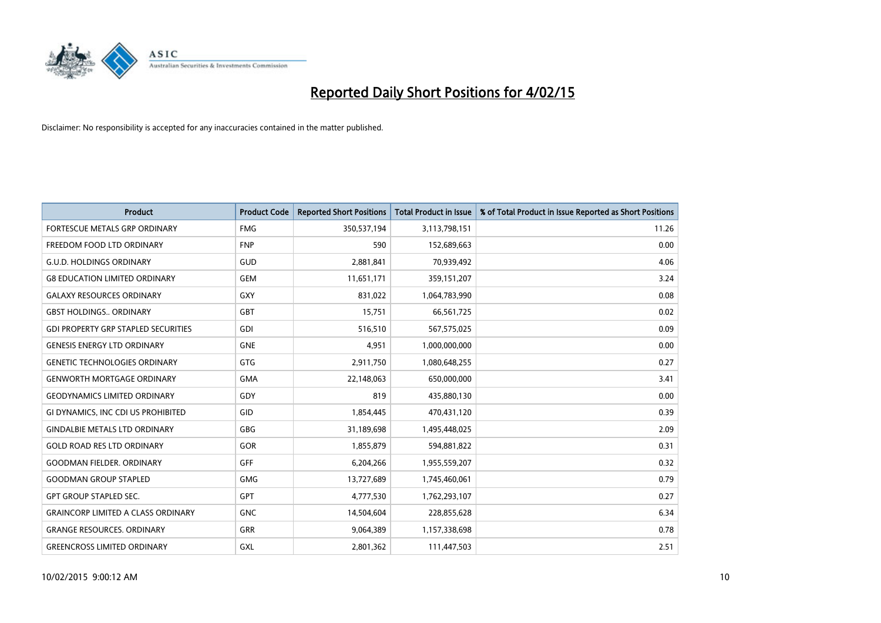# Reported Daily Short Positions for 4/02/15

Disclaimer: No responsibility is accepted for any inaccuracies contained in the matter published.

| Product | Product Code | Reported Short Positions | Total Product in Issue | % of Total Product in Issue Reported as Short Positions |
|---|---|---|---|---|
| FORTESCUE METALS GRP ORDINARY | FMG | 350,537,194 | 3,113,798,151 | 11.26 |
| FREEDOM FOOD LTD ORDINARY | FNP | 590 | 152,689,663 | 0.00 |
| G.U.D. HOLDINGS ORDINARY | GUD | 2,881,841 | 70,939,492 | 4.06 |
| G8 EDUCATION LIMITED ORDINARY | GEM | 11,651,171 | 359,151,207 | 3.24 |
| GALAXY RESOURCES ORDINARY | GXY | 831,022 | 1,064,783,990 | 0.08 |
| GBST HOLDINGS.. ORDINARY | GBT | 15,751 | 66,561,725 | 0.02 |
| GDI PROPERTY GRP STAPLED SECURITIES | GDI | 516,510 | 567,575,025 | 0.09 |
| GENESIS ENERGY LTD ORDINARY | GNE | 4,951 | 1,000,000,000 | 0.00 |
| GENETIC TECHNOLOGIES ORDINARY | GTG | 2,911,750 | 1,080,648,255 | 0.27 |
| GENWORTH MORTGAGE ORDINARY | GMA | 22,148,063 | 650,000,000 | 3.41 |
| GEODYNAMICS LIMITED ORDINARY | GDY | 819 | 435,880,130 | 0.00 |
| GI DYNAMICS, INC CDI US PROHIBITED | GID | 1,854,445 | 470,431,120 | 0.39 |
| GINDALBIE METALS LTD ORDINARY | GBG | 31,189,698 | 1,495,448,025 | 2.09 |
| GOLD ROAD RES LTD ORDINARY | GOR | 1,855,879 | 594,881,822 | 0.31 |
| GOODMAN FIELDER. ORDINARY | GFF | 6,204,266 | 1,955,559,207 | 0.32 |
| GOODMAN GROUP STAPLED | GMG | 13,727,689 | 1,745,460,061 | 0.79 |
| GPT GROUP STAPLED SEC. | GPT | 4,777,530 | 1,762,293,107 | 0.27 |
| GRAINCORP LIMITED A CLASS ORDINARY | GNC | 14,504,604 | 228,855,628 | 6.34 |
| GRANGE RESOURCES. ORDINARY | GRR | 9,064,389 | 1,157,338,698 | 0.78 |
| GREENCROSS LIMITED ORDINARY | GXL | 2,801,362 | 111,447,503 | 2.51 |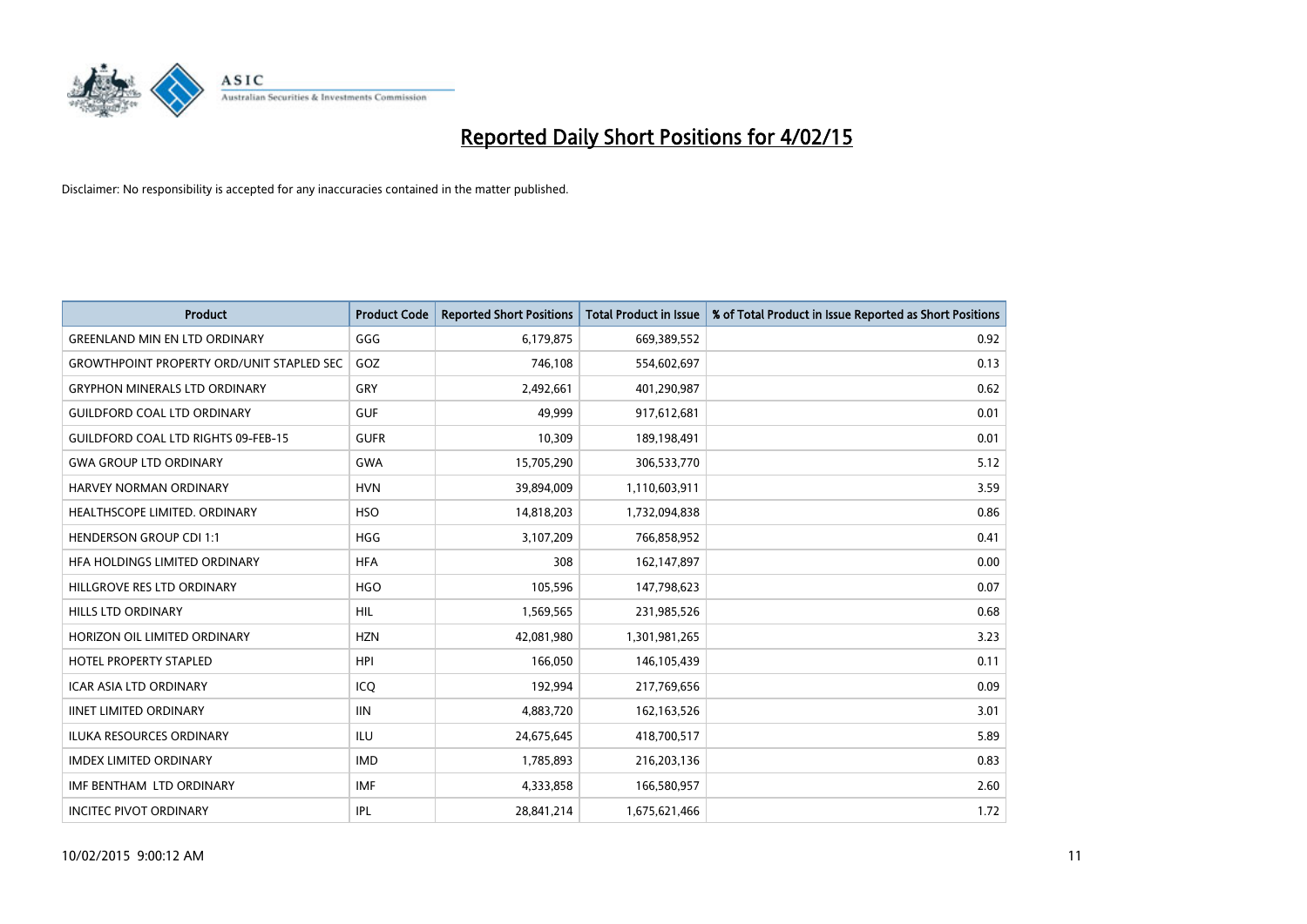# Reported Daily Short Positions for 4/02/15

Disclaimer: No responsibility is accepted for any inaccuracies contained in the matter published.

| Product | Product Code | Reported Short Positions | Total Product in Issue | % of Total Product in Issue Reported as Short Positions |
| --- | --- | --- | --- | --- |
| GREENLAND MIN EN LTD ORDINARY | GGG | 6,179,875 | 669,389,552 | 0.92 |
| GROWTHPOINT PROPERTY ORD/UNIT STAPLED SEC | GOZ | 746,108 | 554,602,697 | 0.13 |
| GRYPHON MINERALS LTD ORDINARY | GRY | 2,492,661 | 401,290,987 | 0.62 |
| GUILDFORD COAL LTD ORDINARY | GUF | 49,999 | 917,612,681 | 0.01 |
| GUILDFORD COAL LTD RIGHTS 09-FEB-15 | GUFR | 10,309 | 189,198,491 | 0.01 |
| GWA GROUP LTD ORDINARY | GWA | 15,705,290 | 306,533,770 | 5.12 |
| HARVEY NORMAN ORDINARY | HVN | 39,894,009 | 1,110,603,911 | 3.59 |
| HEALTHSCOPE LIMITED. ORDINARY | HSO | 14,818,203 | 1,732,094,838 | 0.86 |
| HENDERSON GROUP CDI 1:1 | HGG | 3,107,209 | 766,858,952 | 0.41 |
| HFA HOLDINGS LIMITED ORDINARY | HFA | 308 | 162,147,897 | 0.00 |
| HILLGROVE RES LTD ORDINARY | HGO | 105,596 | 147,798,623 | 0.07 |
| HILLS LTD ORDINARY | HIL | 1,569,565 | 231,985,526 | 0.68 |
| HORIZON OIL LIMITED ORDINARY | HZN | 42,081,980 | 1,301,981,265 | 3.23 |
| HOTEL PROPERTY STAPLED | HPI | 166,050 | 146,105,439 | 0.11 |
| ICAR ASIA LTD ORDINARY | ICQ | 192,994 | 217,769,656 | 0.09 |
| IINET LIMITED ORDINARY | IIN | 4,883,720 | 162,163,526 | 3.01 |
| ILUKA RESOURCES ORDINARY | ILU | 24,675,645 | 418,700,517 | 5.89 |
| IMDEX LIMITED ORDINARY | IMD | 1,785,893 | 216,203,136 | 0.83 |
| IMF BENTHAM LTD ORDINARY | IMF | 4,333,858 | 166,580,957 | 2.60 |
| INCITEC PIVOT ORDINARY | IPL | 28,841,214 | 1,675,621,466 | 1.72 |

10/02/2015 9:00:12 AM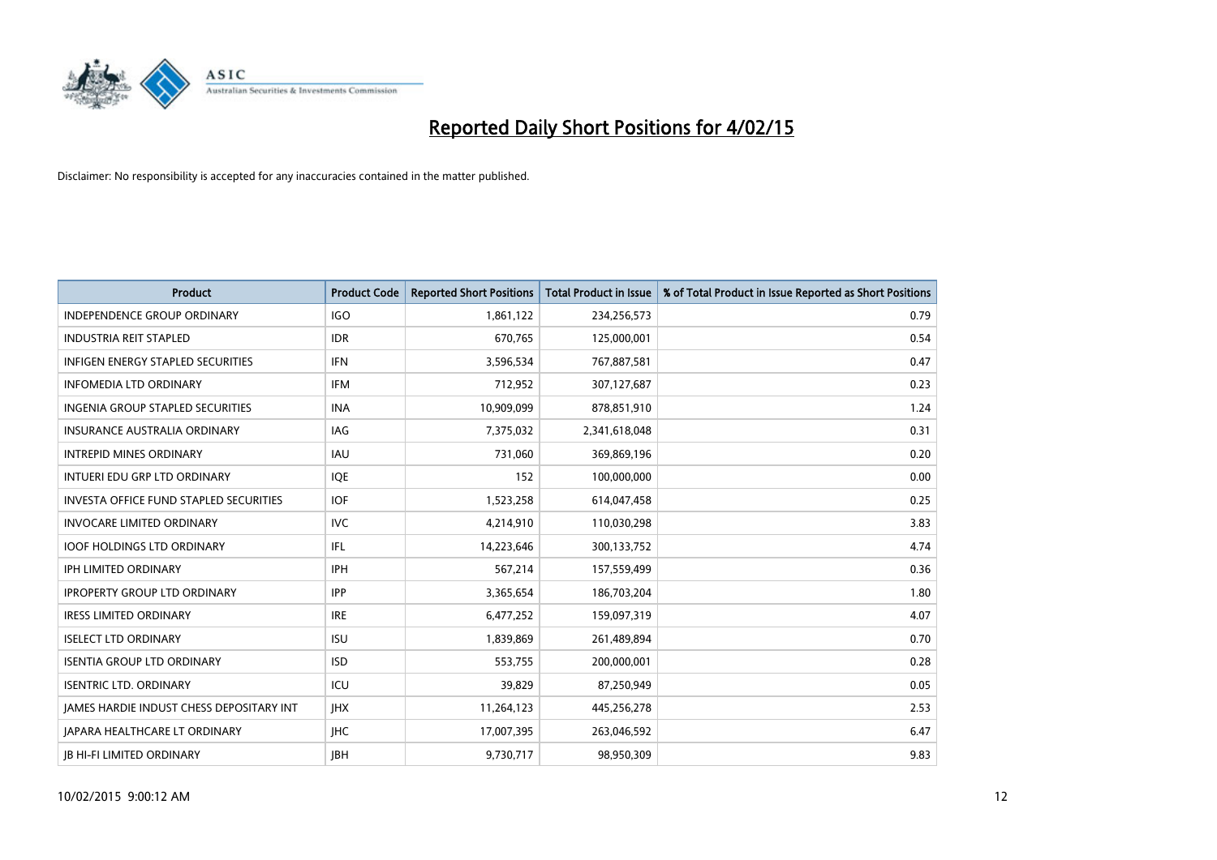# Reported Daily Short Positions for 4/02/15

Disclaimer: No responsibility is accepted for any inaccuracies contained in the matter published.

| Product | Product Code | Reported Short Positions | Total Product in Issue | % of Total Product in Issue Reported as Short Positions |
|---|---|---|---|---|
| INDEPENDENCE GROUP ORDINARY | IGO | 1,861,122 | 234,256,573 | 0.79 |
| INDUSTRIA REIT STAPLED | IDR | 670,765 | 125,000,001 | 0.54 |
| INFIGEN ENERGY STAPLED SECURITIES | IFN | 3,596,534 | 767,887,581 | 0.47 |
| INFOMEDIA LTD ORDINARY | IFM | 712,952 | 307,127,687 | 0.23 |
| INGENIA GROUP STAPLED SECURITIES | INA | 10,909,099 | 878,851,910 | 1.24 |
| INSURANCE AUSTRALIA ORDINARY | IAG | 7,375,032 | 2,341,618,048 | 0.31 |
| INTREPID MINES ORDINARY | IAU | 731,060 | 369,869,196 | 0.20 |
| INTUERI EDU GRP LTD ORDINARY | IQE | 152 | 100,000,000 | 0.00 |
| INVESTA OFFICE FUND STAPLED SECURITIES | IOF | 1,523,258 | 614,047,458 | 0.25 |
| INVOCARE LIMITED ORDINARY | IVC | 4,214,910 | 110,030,298 | 3.83 |
| IOOF HOLDINGS LTD ORDINARY | IFL | 14,223,646 | 300,133,752 | 4.74 |
| IPH LIMITED ORDINARY | IPH | 567,214 | 157,559,499 | 0.36 |
| IPROPERTY GROUP LTD ORDINARY | IPP | 3,365,654 | 186,703,204 | 1.80 |
| IRESS LIMITED ORDINARY | IRE | 6,477,252 | 159,097,319 | 4.07 |
| ISELECT LTD ORDINARY | ISU | 1,839,869 | 261,489,894 | 0.70 |
| ISENTIA GROUP LTD ORDINARY | ISD | 553,755 | 200,000,001 | 0.28 |
| ISENTRIC LTD. ORDINARY | ICU | 39,829 | 87,250,949 | 0.05 |
| JAMES HARDIE INDUST CHESS DEPOSITARY INT | JHX | 11,264,123 | 445,256,278 | 2.53 |
| JAPARA HEALTHCARE LT ORDINARY | JHC | 17,007,395 | 263,046,592 | 6.47 |
| JB HI-FI LIMITED ORDINARY | JBH | 9,730,717 | 98,950,309 | 9.83 |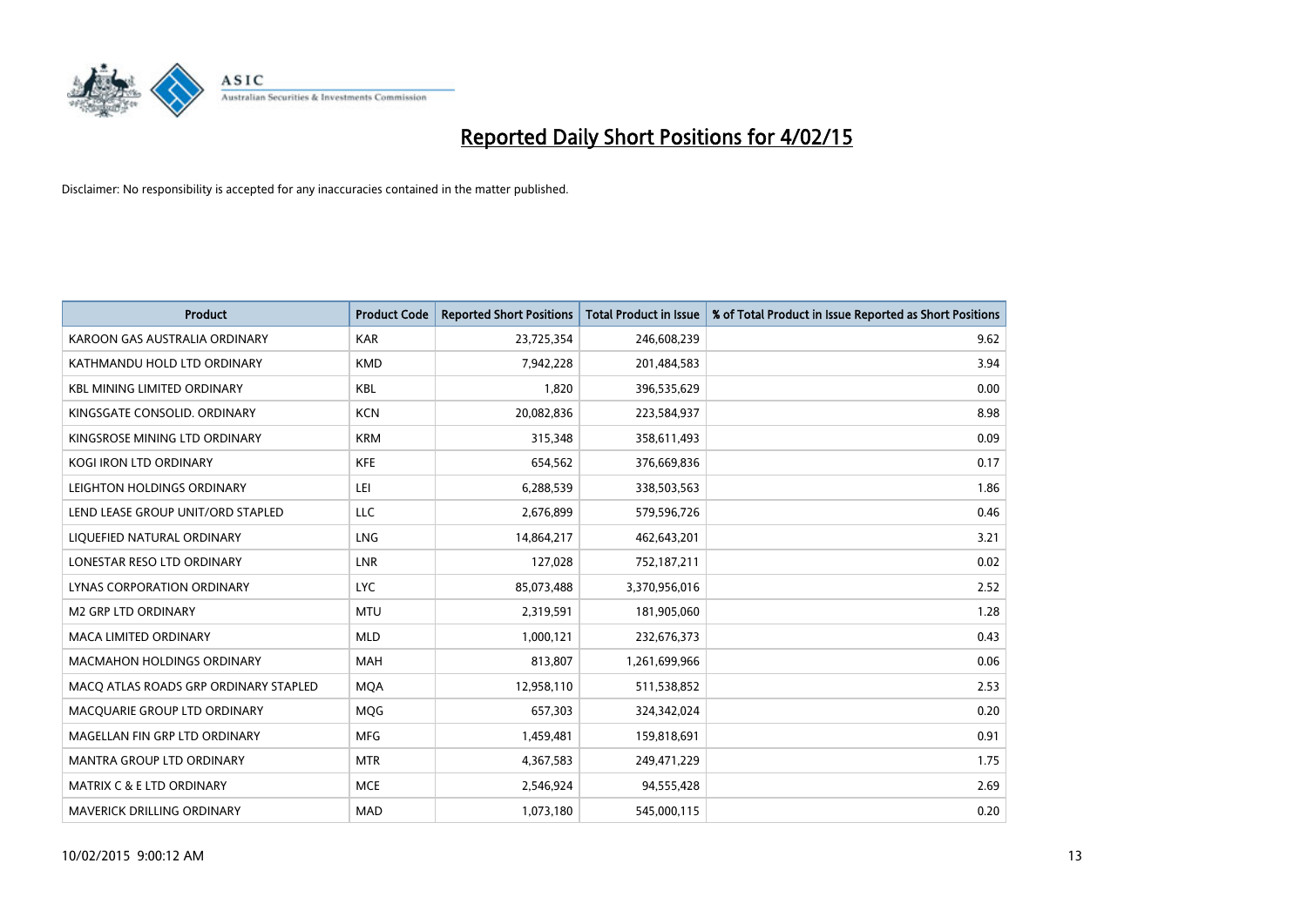# Reported Daily Short Positions for 4/02/15

Disclaimer: No responsibility is accepted for any inaccuracies contained in the matter published.

| Product | Product Code | Reported Short Positions | Total Product in Issue | % of Total Product in Issue Reported as Short Positions |
|---|---|---|---|---|
| KAROON GAS AUSTRALIA ORDINARY | KAR | 23,725,354 | 246,608,239 | 9.62 |
| KATHMANDU HOLD LTD ORDINARY | KMD | 7,942,228 | 201,484,583 | 3.94 |
| KBL MINING LIMITED ORDINARY | KBL | 1,820 | 396,535,629 | 0.00 |
| KINGSGATE CONSOLID. ORDINARY | KCN | 20,082,836 | 223,584,937 | 8.98 |
| KINGSROSE MINING LTD ORDINARY | KRM | 315,348 | 358,611,493 | 0.09 |
| KOGI IRON LTD ORDINARY | KFE | 654,562 | 376,669,836 | 0.17 |
| LEIGHTON HOLDINGS ORDINARY | LEI | 6,288,539 | 338,503,563 | 1.86 |
| LEND LEASE GROUP UNIT/ORD STAPLED | LLC | 2,676,899 | 579,596,726 | 0.46 |
| LIQUEFIED NATURAL ORDINARY | LNG | 14,864,217 | 462,643,201 | 3.21 |
| LONESTAR RESO LTD ORDINARY | LNR | 127,028 | 752,187,211 | 0.02 |
| LYNAS CORPORATION ORDINARY | LYC | 85,073,488 | 3,370,956,016 | 2.52 |
| M2 GRP LTD ORDINARY | MTU | 2,319,591 | 181,905,060 | 1.28 |
| MACA LIMITED ORDINARY | MLD | 1,000,121 | 232,676,373 | 0.43 |
| MACMAHON HOLDINGS ORDINARY | MAH | 813,807 | 1,261,699,966 | 0.06 |
| MACQ ATLAS ROADS GRP ORDINARY STAPLED | MQA | 12,958,110 | 511,538,852 | 2.53 |
| MACQUARIE GROUP LTD ORDINARY | MQG | 657,303 | 324,342,024 | 0.20 |
| MAGELLAN FIN GRP LTD ORDINARY | MFG | 1,459,481 | 159,818,691 | 0.91 |
| MANTRA GROUP LTD ORDINARY | MTR | 4,367,583 | 249,471,229 | 1.75 |
| MATRIX C & E LTD ORDINARY | MCE | 2,546,924 | 94,555,428 | 2.69 |
| MAVERICK DRILLING ORDINARY | MAD | 1,073,180 | 545,000,115 | 0.20 |

10/02/2015 9:00:12 AM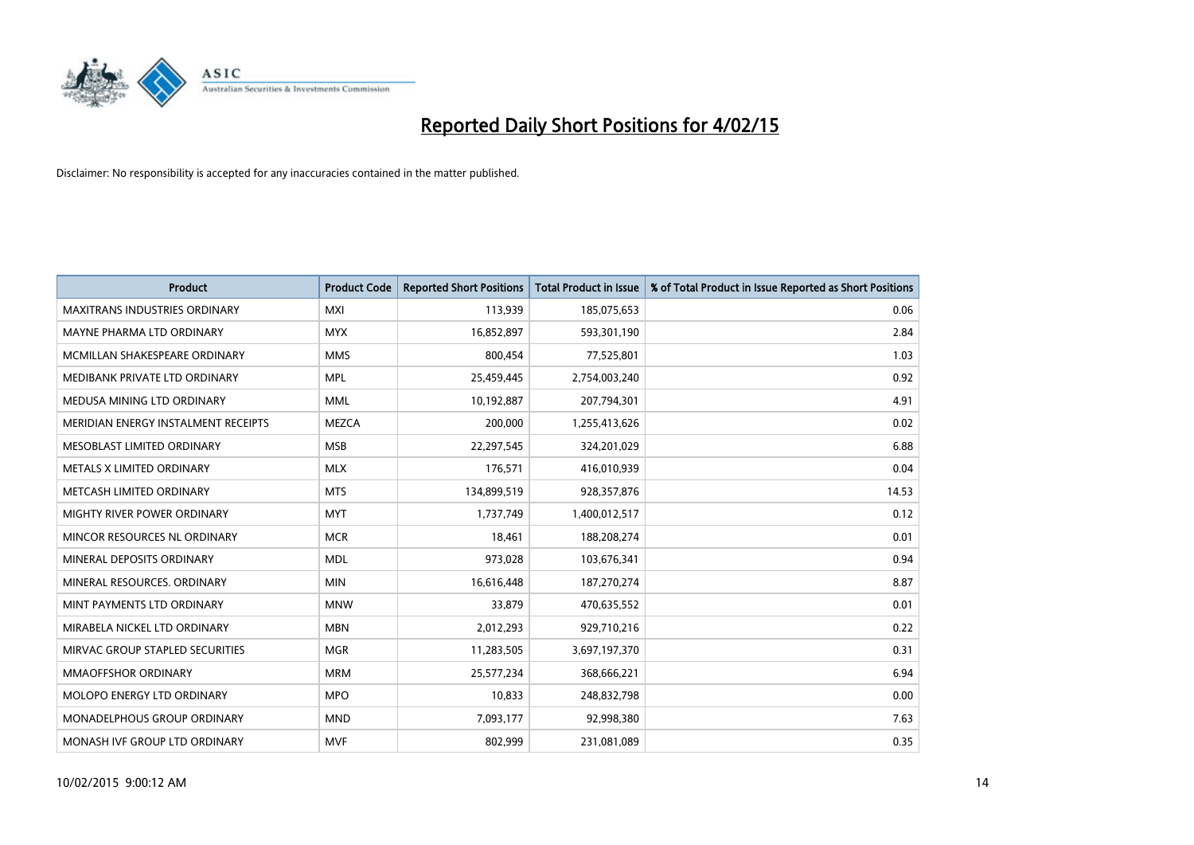# Reported Daily Short Positions for 4/02/15

Disclaimer: No responsibility is accepted for any inaccuracies contained in the matter published.

| Product | Product Code | Reported Short Positions | Total Product in Issue | % of Total Product in Issue Reported as Short Positions |
|---|---|---|---|---|
| MAXITRANS INDUSTRIES ORDINARY | MXI | 113,939 | 185,075,653 | 0.06 |
| MAYNE PHARMA LTD ORDINARY | MYX | 16,852,897 | 593,301,190 | 2.84 |
| MCMILLAN SHAKESPEARE ORDINARY | MMS | 800,454 | 77,525,801 | 1.03 |
| MEDIBANK PRIVATE LTD ORDINARY | MPL | 25,459,445 | 2,754,003,240 | 0.92 |
| MEDUSA MINING LTD ORDINARY | MML | 10,192,887 | 207,794,301 | 4.91 |
| MERIDIAN ENERGY INSTALMENT RECEIPTS | MEZCA | 200,000 | 1,255,413,626 | 0.02 |
| MESOBLAST LIMITED ORDINARY | MSB | 22,297,545 | 324,201,029 | 6.88 |
| METALS X LIMITED ORDINARY | MLX | 176,571 | 416,010,939 | 0.04 |
| METCASH LIMITED ORDINARY | MTS | 134,899,519 | 928,357,876 | 14.53 |
| MIGHTY RIVER POWER ORDINARY | MYT | 1,737,749 | 1,400,012,517 | 0.12 |
| MINCOR RESOURCES NL ORDINARY | MCR | 18,461 | 188,208,274 | 0.01 |
| MINERAL DEPOSITS ORDINARY | MDL | 973,028 | 103,676,341 | 0.94 |
| MINERAL RESOURCES. ORDINARY | MIN | 16,616,448 | 187,270,274 | 8.87 |
| MINT PAYMENTS LTD ORDINARY | MNW | 33,879 | 470,635,552 | 0.01 |
| MIRABELA NICKEL LTD ORDINARY | MBN | 2,012,293 | 929,710,216 | 0.22 |
| MIRVAC GROUP STAPLED SECURITIES | MGR | 11,283,505 | 3,697,197,370 | 0.31 |
| MMAOFFSHOR ORDINARY | MRM | 25,577,234 | 368,666,221 | 6.94 |
| MOLOPO ENERGY LTD ORDINARY | MPO | 10,833 | 248,832,798 | 0.00 |
| MONADELPHOUS GROUP ORDINARY | MND | 7,093,177 | 92,998,380 | 7.63 |
| MONASH IVF GROUP LTD ORDINARY | MVF | 802,999 | 231,081,089 | 0.35 |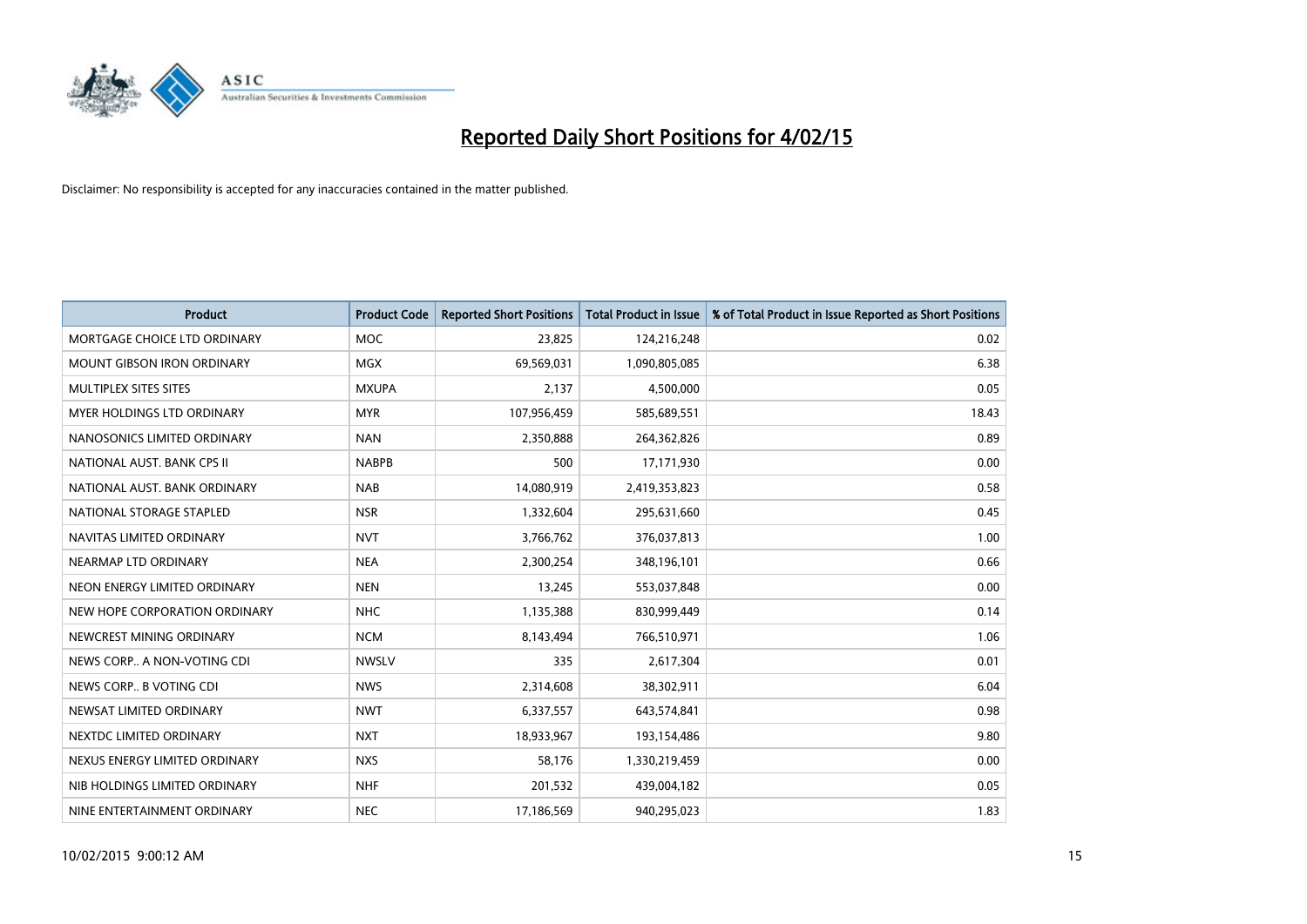# Reported Daily Short Positions for 4/02/15

Disclaimer: No responsibility is accepted for any inaccuracies contained in the matter published.

| Product | Product Code | Reported Short Positions | Total Product in Issue | % of Total Product in Issue Reported as Short Positions |
|---|---|---|---|---|
| MORTGAGE CHOICE LTD ORDINARY | MOC | 23,825 | 124,216,248 | 0.02 |
| MOUNT GIBSON IRON ORDINARY | MGX | 69,569,031 | 1,090,805,085 | 6.38 |
| MULTIPLEX SITES SITES | MXUPA | 2,137 | 4,500,000 | 0.05 |
| MYER HOLDINGS LTD ORDINARY | MYR | 107,956,459 | 585,689,551 | 18.43 |
| NANOSONICS LIMITED ORDINARY | NAN | 2,350,888 | 264,362,826 | 0.89 |
| NATIONAL AUST. BANK CPS II | NABPB | 500 | 17,171,930 | 0.00 |
| NATIONAL AUST. BANK ORDINARY | NAB | 14,080,919 | 2,419,353,823 | 0.58 |
| NATIONAL STORAGE STAPLED | NSR | 1,332,604 | 295,631,660 | 0.45 |
| NAVITAS LIMITED ORDINARY | NVT | 3,766,762 | 376,037,813 | 1.00 |
| NEARMAP LTD ORDINARY | NEA | 2,300,254 | 348,196,101 | 0.66 |
| NEON ENERGY LIMITED ORDINARY | NEN | 13,245 | 553,037,848 | 0.00 |
| NEW HOPE CORPORATION ORDINARY | NHC | 1,135,388 | 830,999,449 | 0.14 |
| NEWCREST MINING ORDINARY | NCM | 8,143,494 | 766,510,971 | 1.06 |
| NEWS CORP.. A NON-VOTING CDI | NWSLV | 335 | 2,617,304 | 0.01 |
| NEWS CORP.. B VOTING CDI | NWS | 2,314,608 | 38,302,911 | 6.04 |
| NEWSAT LIMITED ORDINARY | NWT | 6,337,557 | 643,574,841 | 0.98 |
| NEXTDC LIMITED ORDINARY | NXT | 18,933,967 | 193,154,486 | 9.80 |
| NEXUS ENERGY LIMITED ORDINARY | NXS | 58,176 | 1,330,219,459 | 0.00 |
| NIB HOLDINGS LIMITED ORDINARY | NHF | 201,532 | 439,004,182 | 0.05 |
| NINE ENTERTAINMENT ORDINARY | NEC | 17,186,569 | 940,295,023 | 1.83 |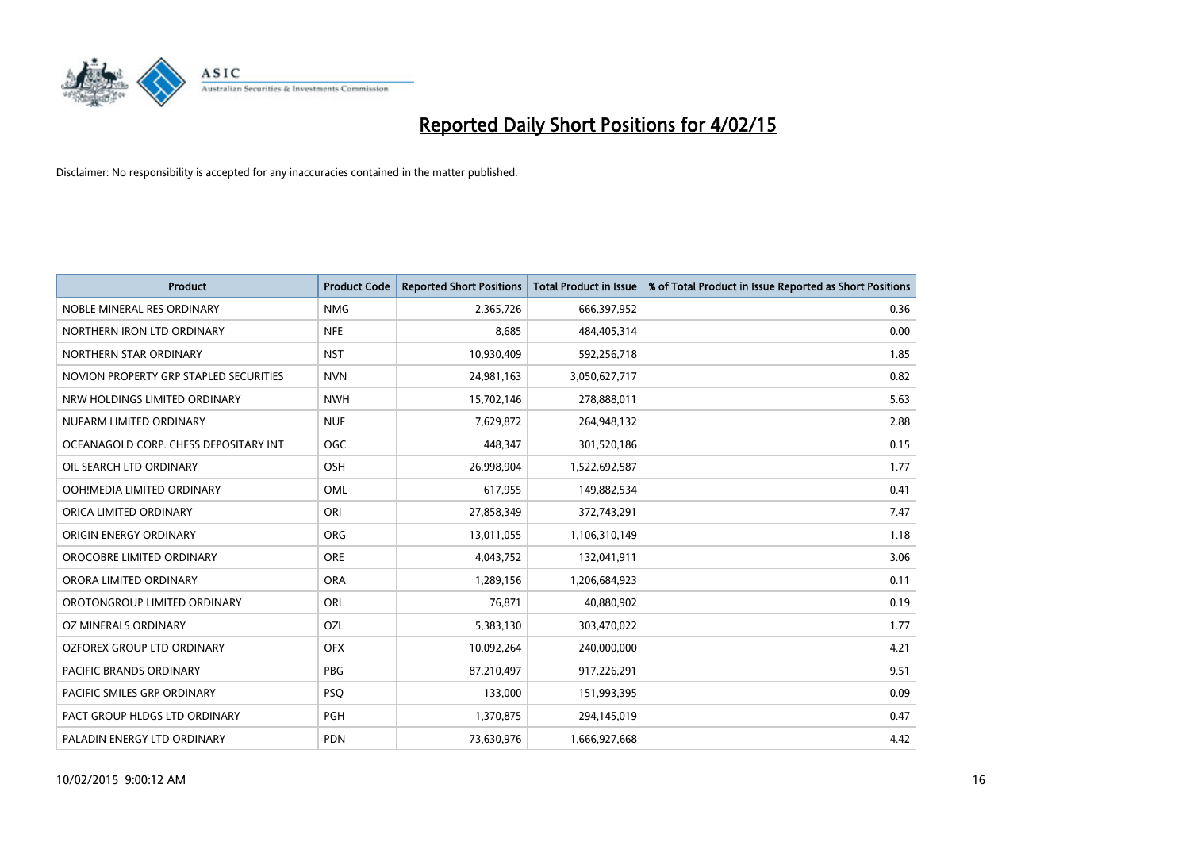# Reported Daily Short Positions for 4/02/15

Disclaimer: No responsibility is accepted for any inaccuracies contained in the matter published.

| Product | Product Code | Reported Short Positions | Total Product in Issue | % of Total Product in Issue Reported as Short Positions |
|---|---|---|---|---|
| NOBLE MINERAL RES ORDINARY | NMG | 2,365,726 | 666,397,952 | 0.36 |
| NORTHERN IRON LTD ORDINARY | NFE | 8,685 | 484,405,314 | 0.00 |
| NORTHERN STAR ORDINARY | NST | 10,930,409 | 592,256,718 | 1.85 |
| NOVION PROPERTY GRP STAPLED SECURITIES | NVN | 24,981,163 | 3,050,627,717 | 0.82 |
| NRW HOLDINGS LIMITED ORDINARY | NWH | 15,702,146 | 278,888,011 | 5.63 |
| NUFARM LIMITED ORDINARY | NUF | 7,629,872 | 264,948,132 | 2.88 |
| OCEANAGOLD CORP. CHESS DEPOSITARY INT | OGC | 448,347 | 301,520,186 | 0.15 |
| OIL SEARCH LTD ORDINARY | OSH | 26,998,904 | 1,522,692,587 | 1.77 |
| OOH!MEDIA LIMITED ORDINARY | OML | 617,955 | 149,882,534 | 0.41 |
| ORICA LIMITED ORDINARY | ORI | 27,858,349 | 372,743,291 | 7.47 |
| ORIGIN ENERGY ORDINARY | ORG | 13,011,055 | 1,106,310,149 | 1.18 |
| OROCOBRE LIMITED ORDINARY | ORE | 4,043,752 | 132,041,911 | 3.06 |
| ORORA LIMITED ORDINARY | ORA | 1,289,156 | 1,206,684,923 | 0.11 |
| OROTONGROUP LIMITED ORDINARY | ORL | 76,871 | 40,880,902 | 0.19 |
| OZ MINERALS ORDINARY | OZL | 5,383,130 | 303,470,022 | 1.77 |
| OZFOREX GROUP LTD ORDINARY | OFX | 10,092,264 | 240,000,000 | 4.21 |
| PACIFIC BRANDS ORDINARY | PBG | 87,210,497 | 917,226,291 | 9.51 |
| PACIFIC SMILES GRP ORDINARY | PSQ | 133,000 | 151,993,395 | 0.09 |
| PACT GROUP HLDGS LTD ORDINARY | PGH | 1,370,875 | 294,145,019 | 0.47 |
| PALADIN ENERGY LTD ORDINARY | PDN | 73,630,976 | 1,666,927,668 | 4.42 |

10/02/2015 9:00:12 AM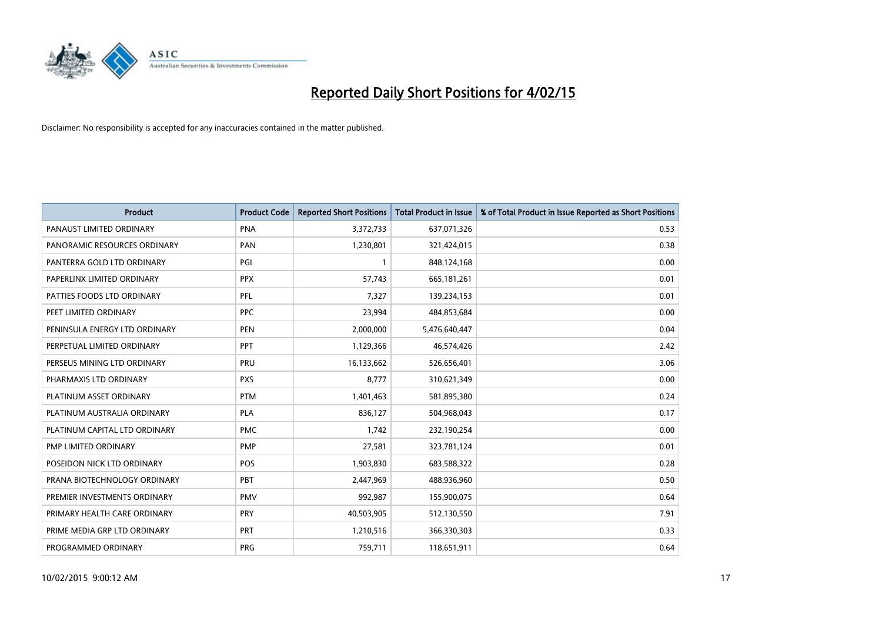# Reported Daily Short Positions for 4/02/15

Disclaimer: No responsibility is accepted for any inaccuracies contained in the matter published.

| Product | Product Code | Reported Short Positions | Total Product in Issue | % of Total Product in Issue Reported as Short Positions |
|---|---|---|---|---|
| PANAUST LIMITED ORDINARY | PNA | 3,372,733 | 637,071,326 | 0.53 |
| PANORAMIC RESOURCES ORDINARY | PAN | 1,230,801 | 321,424,015 | 0.38 |
| PANTERRA GOLD LTD ORDINARY | PGI | 1 | 848,124,168 | 0.00 |
| PAPERLINX LIMITED ORDINARY | PPX | 57,743 | 665,181,261 | 0.01 |
| PATTIES FOODS LTD ORDINARY | PFL | 7,327 | 139,234,153 | 0.01 |
| PEET LIMITED ORDINARY | PPC | 23,994 | 484,853,684 | 0.00 |
| PENINSULA ENERGY LTD ORDINARY | PEN | 2,000,000 | 5,476,640,447 | 0.04 |
| PERPETUAL LIMITED ORDINARY | PPT | 1,129,366 | 46,574,426 | 2.42 |
| PERSEUS MINING LTD ORDINARY | PRU | 16,133,662 | 526,656,401 | 3.06 |
| PHARMAXIS LTD ORDINARY | PXS | 8,777 | 310,621,349 | 0.00 |
| PLATINUM ASSET ORDINARY | PTM | 1,401,463 | 581,895,380 | 0.24 |
| PLATINUM AUSTRALIA ORDINARY | PLA | 836,127 | 504,968,043 | 0.17 |
| PLATINUM CAPITAL LTD ORDINARY | PMC | 1,742 | 232,190,254 | 0.00 |
| PMP LIMITED ORDINARY | PMP | 27,581 | 323,781,124 | 0.01 |
| POSEIDON NICK LTD ORDINARY | POS | 1,903,830 | 683,588,322 | 0.28 |
| PRANA BIOTECHNOLOGY ORDINARY | PBT | 2,447,969 | 488,936,960 | 0.50 |
| PREMIER INVESTMENTS ORDINARY | PMV | 992,987 | 155,900,075 | 0.64 |
| PRIMARY HEALTH CARE ORDINARY | PRY | 40,503,905 | 512,130,550 | 7.91 |
| PRIME MEDIA GRP LTD ORDINARY | PRT | 1,210,516 | 366,330,303 | 0.33 |
| PROGRAMMED ORDINARY | PRG | 759,711 | 118,651,911 | 0.64 |

10/02/2015 9:00:12 AM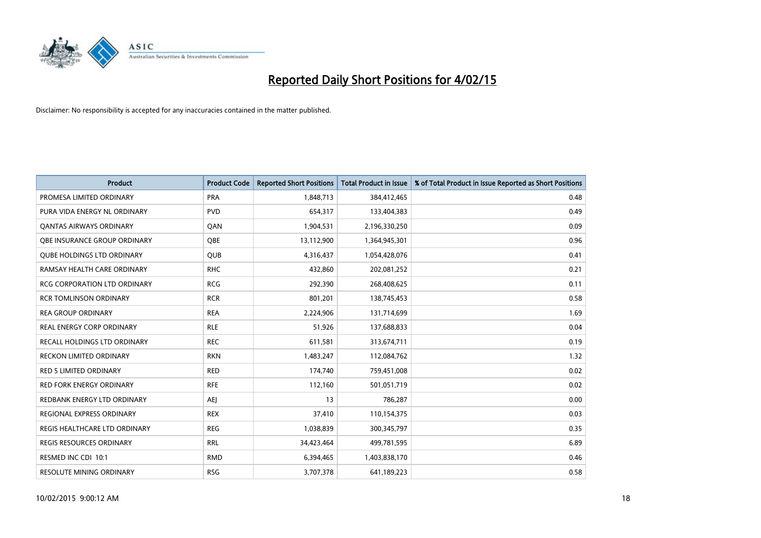# Reported Daily Short Positions for 4/02/15

Disclaimer: No responsibility is accepted for any inaccuracies contained in the matter published.

| Product | Product Code | Reported Short Positions | Total Product in Issue | % of Total Product in Issue Reported as Short Positions |
|---|---|---|---|---|
| PROMESA LIMITED ORDINARY | PRA | 1,848,713 | 384,412,465 | 0.48 |
| PURA VIDA ENERGY NL ORDINARY | PVD | 654,317 | 133,404,383 | 0.49 |
| QANTAS AIRWAYS ORDINARY | QAN | 1,904,531 | 2,196,330,250 | 0.09 |
| QBE INSURANCE GROUP ORDINARY | QBE | 13,112,900 | 1,364,945,301 | 0.96 |
| QUBE HOLDINGS LTD ORDINARY | QUB | 4,316,437 | 1,054,428,076 | 0.41 |
| RAMSAY HEALTH CARE ORDINARY | RHC | 432,860 | 202,081,252 | 0.21 |
| RCG CORPORATION LTD ORDINARY | RCG | 292,390 | 268,408,625 | 0.11 |
| RCR TOMLINSON ORDINARY | RCR | 801,201 | 138,745,453 | 0.58 |
| REA GROUP ORDINARY | REA | 2,224,906 | 131,714,699 | 1.69 |
| REAL ENERGY CORP ORDINARY | RLE | 51,926 | 137,688,833 | 0.04 |
| RECALL HOLDINGS LTD ORDINARY | REC | 611,581 | 313,674,711 | 0.19 |
| RECKON LIMITED ORDINARY | RKN | 1,483,247 | 112,084,762 | 1.32 |
| RED 5 LIMITED ORDINARY | RED | 174,740 | 759,451,008 | 0.02 |
| RED FORK ENERGY ORDINARY | RFE | 112,160 | 501,051,719 | 0.02 |
| REDBANK ENERGY LTD ORDINARY | AEJ | 13 | 786,287 | 0.00 |
| REGIONAL EXPRESS ORDINARY | REX | 37,410 | 110,154,375 | 0.03 |
| REGIS HEALTHCARE LTD ORDINARY | REG | 1,038,839 | 300,345,797 | 0.35 |
| REGIS RESOURCES ORDINARY | RRL | 34,423,464 | 499,781,595 | 6.89 |
| RESMED INC CDI 10:1 | RMD | 6,394,465 | 1,403,838,170 | 0.46 |
| RESOLUTE MINING ORDINARY | RSG | 3,707,378 | 641,189,223 | 0.58 |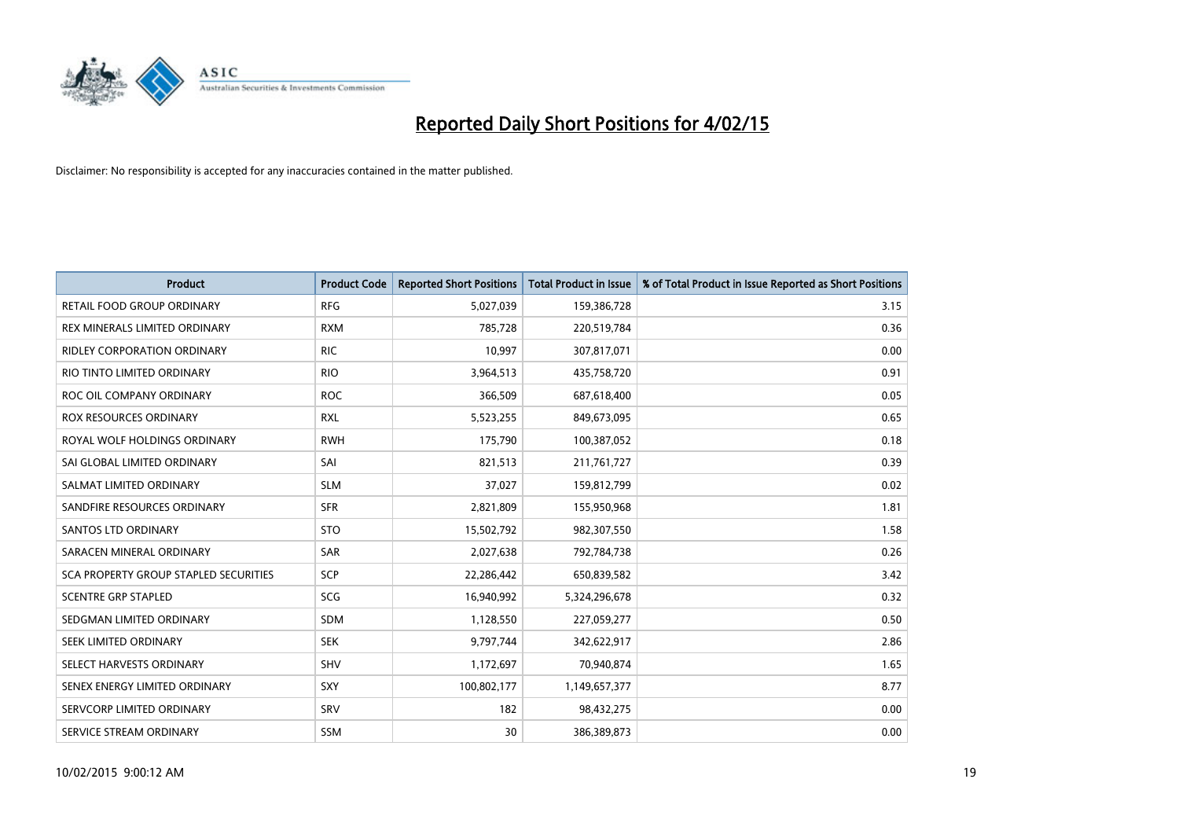# Reported Daily Short Positions for 4/02/15

Disclaimer: No responsibility is accepted for any inaccuracies contained in the matter published.

| Product | Product Code | Reported Short Positions | Total Product in Issue | % of Total Product in Issue Reported as Short Positions |
|---|---|---|---|---|
| RETAIL FOOD GROUP ORDINARY | RFG | 5,027,039 | 159,386,728 | 3.15 |
| REX MINERALS LIMITED ORDINARY | RXM | 785,728 | 220,519,784 | 0.36 |
| RIDLEY CORPORATION ORDINARY | RIC | 10,997 | 307,817,071 | 0.00 |
| RIO TINTO LIMITED ORDINARY | RIO | 3,964,513 | 435,758,720 | 0.91 |
| ROC OIL COMPANY ORDINARY | ROC | 366,509 | 687,618,400 | 0.05 |
| ROX RESOURCES ORDINARY | RXL | 5,523,255 | 849,673,095 | 0.65 |
| ROYAL WOLF HOLDINGS ORDINARY | RWH | 175,790 | 100,387,052 | 0.18 |
| SAI GLOBAL LIMITED ORDINARY | SAI | 821,513 | 211,761,727 | 0.39 |
| SALMAT LIMITED ORDINARY | SLM | 37,027 | 159,812,799 | 0.02 |
| SANDFIRE RESOURCES ORDINARY | SFR | 2,821,809 | 155,950,968 | 1.81 |
| SANTOS LTD ORDINARY | STO | 15,502,792 | 982,307,550 | 1.58 |
| SARACEN MINERAL ORDINARY | SAR | 2,027,638 | 792,784,738 | 0.26 |
| SCA PROPERTY GROUP STAPLED SECURITIES | SCP | 22,286,442 | 650,839,582 | 3.42 |
| SCENTRE GRP STAPLED | SCG | 16,940,992 | 5,324,296,678 | 0.32 |
| SEDGMAN LIMITED ORDINARY | SDM | 1,128,550 | 227,059,277 | 0.50 |
| SEEK LIMITED ORDINARY | SEK | 9,797,744 | 342,622,917 | 2.86 |
| SELECT HARVESTS ORDINARY | SHV | 1,172,697 | 70,940,874 | 1.65 |
| SENEX ENERGY LIMITED ORDINARY | SXY | 100,802,177 | 1,149,657,377 | 8.77 |
| SERVCORP LIMITED ORDINARY | SRV | 182 | 98,432,275 | 0.00 |
| SERVICE STREAM ORDINARY | SSM | 30 | 386,389,873 | 0.00 |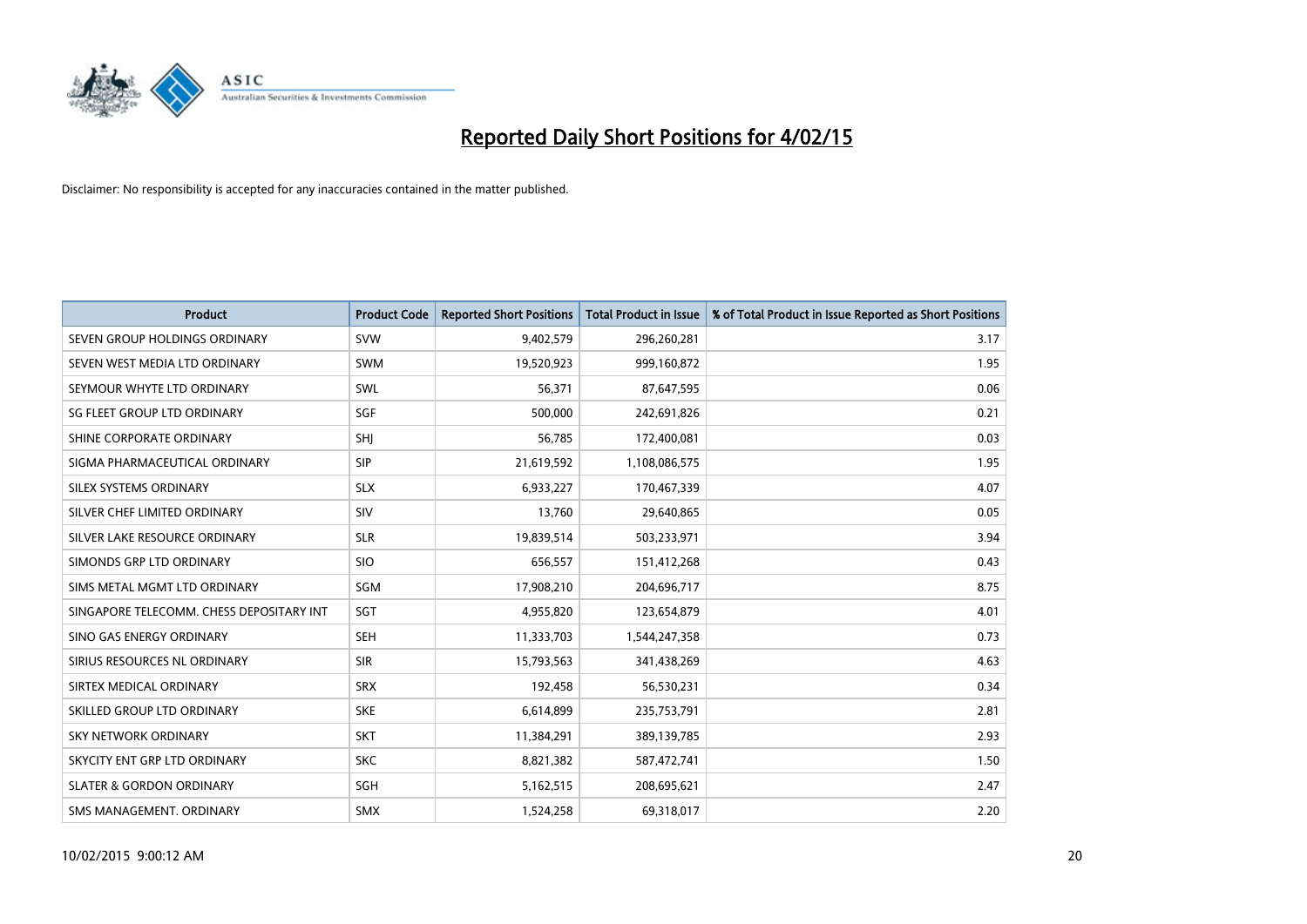# Reported Daily Short Positions for 4/02/15

Disclaimer: No responsibility is accepted for any inaccuracies contained in the matter published.

| Product | Product Code | Reported Short Positions | Total Product in Issue | % of Total Product in Issue Reported as Short Positions |
|---|---|---|---|---|
| SEVEN GROUP HOLDINGS ORDINARY | SVW | 9,402,579 | 296,260,281 | 3.17 |
| SEVEN WEST MEDIA LTD ORDINARY | SWM | 19,520,923 | 999,160,872 | 1.95 |
| SEYMOUR WHYTE LTD ORDINARY | SWL | 56,371 | 87,647,595 | 0.06 |
| SG FLEET GROUP LTD ORDINARY | SGF | 500,000 | 242,691,826 | 0.21 |
| SHINE CORPORATE ORDINARY | SHJ | 56,785 | 172,400,081 | 0.03 |
| SIGMA PHARMACEUTICAL ORDINARY | SIP | 21,619,592 | 1,108,086,575 | 1.95 |
| SILEX SYSTEMS ORDINARY | SLX | 6,933,227 | 170,467,339 | 4.07 |
| SILVER CHEF LIMITED ORDINARY | SIV | 13,760 | 29,640,865 | 0.05 |
| SILVER LAKE RESOURCE ORDINARY | SLR | 19,839,514 | 503,233,971 | 3.94 |
| SIMONDS GRP LTD ORDINARY | SIO | 656,557 | 151,412,268 | 0.43 |
| SIMS METAL MGMT LTD ORDINARY | SGM | 17,908,210 | 204,696,717 | 8.75 |
| SINGAPORE TELECOMM. CHESS DEPOSITARY INT | SGT | 4,955,820 | 123,654,879 | 4.01 |
| SINO GAS ENERGY ORDINARY | SEH | 11,333,703 | 1,544,247,358 | 0.73 |
| SIRIUS RESOURCES NL ORDINARY | SIR | 15,793,563 | 341,438,269 | 4.63 |
| SIRTEX MEDICAL ORDINARY | SRX | 192,458 | 56,530,231 | 0.34 |
| SKILLED GROUP LTD ORDINARY | SKE | 6,614,899 | 235,753,791 | 2.81 |
| SKY NETWORK ORDINARY | SKT | 11,384,291 | 389,139,785 | 2.93 |
| SKYCITY ENT GRP LTD ORDINARY | SKC | 8,821,382 | 587,472,741 | 1.50 |
| SLATER & GORDON ORDINARY | SGH | 5,162,515 | 208,695,621 | 2.47 |
| SMS MANAGEMENT. ORDINARY | SMX | 1,524,258 | 69,318,017 | 2.20 |

10/02/2015 9:00:12 AM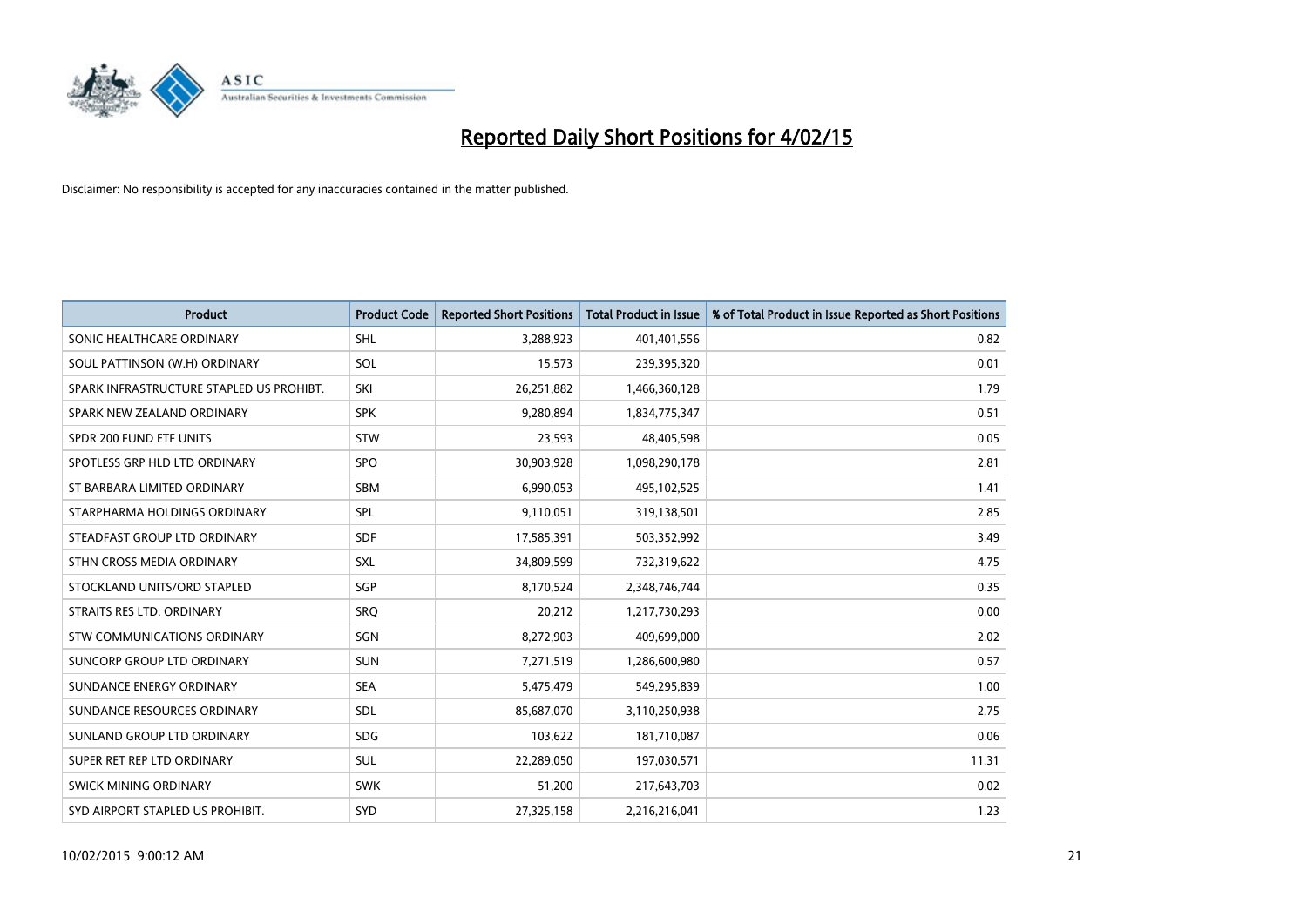# Reported Daily Short Positions for 4/02/15

Disclaimer: No responsibility is accepted for any inaccuracies contained in the matter published.

| Product | Product Code | Reported Short Positions | Total Product in Issue | % of Total Product in Issue Reported as Short Positions |
|---|---|---|---|---|
| SONIC HEALTHCARE ORDINARY | SHL | 3,288,923 | 401,401,556 | 0.82 |
| SOUL PATTINSON (W.H) ORDINARY | SOL | 15,573 | 239,395,320 | 0.01 |
| SPARK INFRASTRUCTURE STAPLED US PROHIBT. | SKI | 26,251,882 | 1,466,360,128 | 1.79 |
| SPARK NEW ZEALAND ORDINARY | SPK | 9,280,894 | 1,834,775,347 | 0.51 |
| SPDR 200 FUND ETF UNITS | STW | 23,593 | 48,405,598 | 0.05 |
| SPOTLESS GRP HLD LTD ORDINARY | SPO | 30,903,928 | 1,098,290,178 | 2.81 |
| ST BARBARA LIMITED ORDINARY | SBM | 6,990,053 | 495,102,525 | 1.41 |
| STARPHARMA HOLDINGS ORDINARY | SPL | 9,110,051 | 319,138,501 | 2.85 |
| STEADFAST GROUP LTD ORDINARY | SDF | 17,585,391 | 503,352,992 | 3.49 |
| STHN CROSS MEDIA ORDINARY | SXL | 34,809,599 | 732,319,622 | 4.75 |
| STOCKLAND UNITS/ORD STAPLED | SGP | 8,170,524 | 2,348,746,744 | 0.35 |
| STRAITS RES LTD. ORDINARY | SRQ | 20,212 | 1,217,730,293 | 0.00 |
| STW COMMUNICATIONS ORDINARY | SGN | 8,272,903 | 409,699,000 | 2.02 |
| SUNCORP GROUP LTD ORDINARY | SUN | 7,271,519 | 1,286,600,980 | 0.57 |
| SUNDANCE ENERGY ORDINARY | SEA | 5,475,479 | 549,295,839 | 1.00 |
| SUNDANCE RESOURCES ORDINARY | SDL | 85,687,070 | 3,110,250,938 | 2.75 |
| SUNLAND GROUP LTD ORDINARY | SDG | 103,622 | 181,710,087 | 0.06 |
| SUPER RET REP LTD ORDINARY | SUL | 22,289,050 | 197,030,571 | 11.31 |
| SWICK MINING ORDINARY | SWK | 51,200 | 217,643,703 | 0.02 |
| SYD AIRPORT STAPLED US PROHIBIT. | SYD | 27,325,158 | 2,216,216,041 | 1.23 |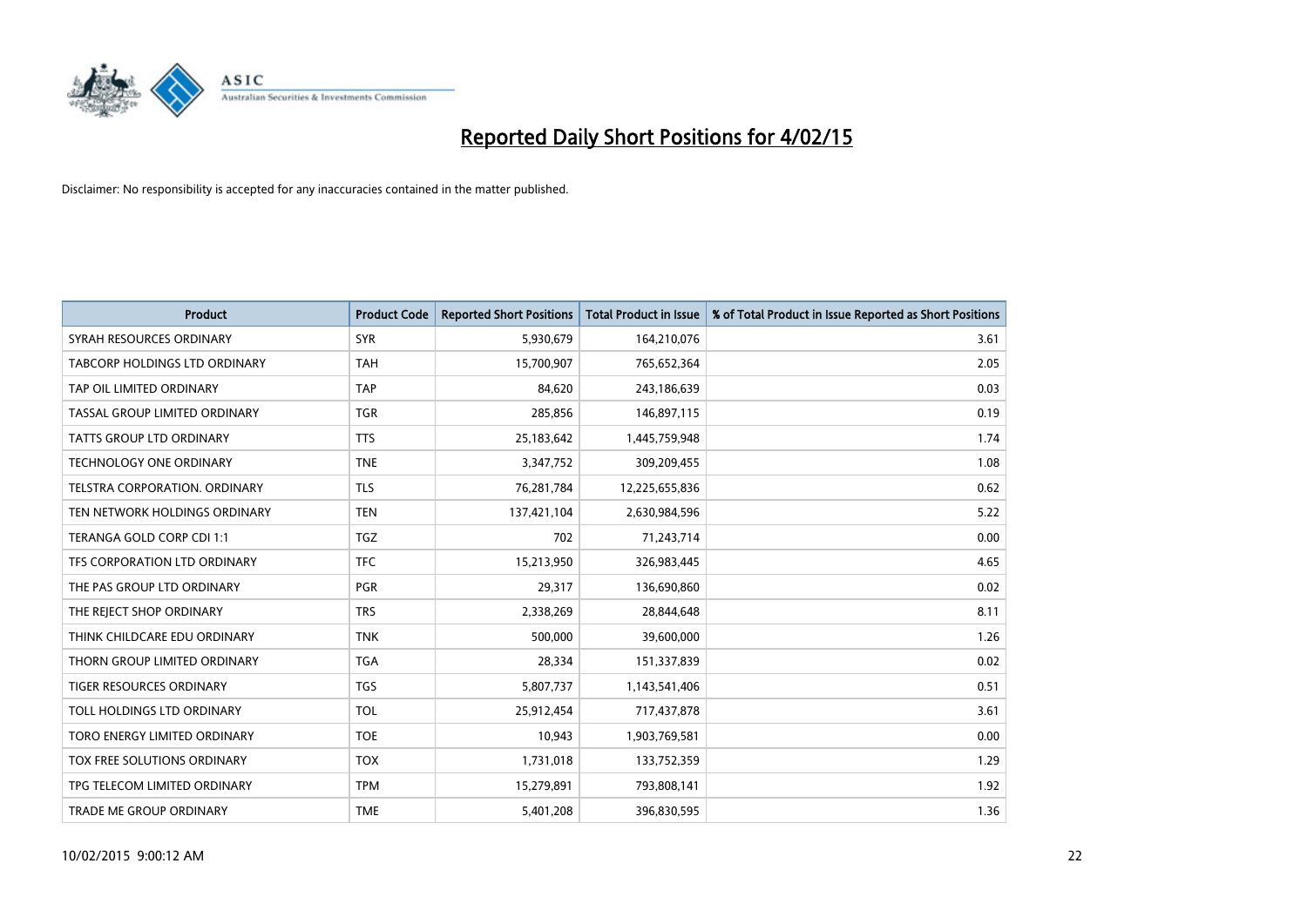# Reported Daily Short Positions for 4/02/15

Disclaimer: No responsibility is accepted for any inaccuracies contained in the matter published.

| Product | Product Code | Reported Short Positions | Total Product in Issue | % of Total Product in Issue Reported as Short Positions |
|---|---|---|---|---|
| SYRAH RESOURCES ORDINARY | SYR | 5,930,679 | 164,210,076 | 3.61 |
| TABCORP HOLDINGS LTD ORDINARY | TAH | 15,700,907 | 765,652,364 | 2.05 |
| TAP OIL LIMITED ORDINARY | TAP | 84,620 | 243,186,639 | 0.03 |
| TASSAL GROUP LIMITED ORDINARY | TGR | 285,856 | 146,897,115 | 0.19 |
| TATTS GROUP LTD ORDINARY | TTS | 25,183,642 | 1,445,759,948 | 1.74 |
| TECHNOLOGY ONE ORDINARY | TNE | 3,347,752 | 309,209,455 | 1.08 |
| TELSTRA CORPORATION. ORDINARY | TLS | 76,281,784 | 12,225,655,836 | 0.62 |
| TEN NETWORK HOLDINGS ORDINARY | TEN | 137,421,104 | 2,630,984,596 | 5.22 |
| TERANGA GOLD CORP CDI 1:1 | TGZ | 702 | 71,243,714 | 0.00 |
| TFS CORPORATION LTD ORDINARY | TFC | 15,213,950 | 326,983,445 | 4.65 |
| THE PAS GROUP LTD ORDINARY | PGR | 29,317 | 136,690,860 | 0.02 |
| THE REJECT SHOP ORDINARY | TRS | 2,338,269 | 28,844,648 | 8.11 |
| THINK CHILDCARE EDU ORDINARY | TNK | 500,000 | 39,600,000 | 1.26 |
| THORN GROUP LIMITED ORDINARY | TGA | 28,334 | 151,337,839 | 0.02 |
| TIGER RESOURCES ORDINARY | TGS | 5,807,737 | 1,143,541,406 | 0.51 |
| TOLL HOLDINGS LTD ORDINARY | TOL | 25,912,454 | 717,437,878 | 3.61 |
| TORO ENERGY LIMITED ORDINARY | TOE | 10,943 | 1,903,769,581 | 0.00 |
| TOX FREE SOLUTIONS ORDINARY | TOX | 1,731,018 | 133,752,359 | 1.29 |
| TPG TELECOM LIMITED ORDINARY | TPM | 15,279,891 | 793,808,141 | 1.92 |
| TRADE ME GROUP ORDINARY | TME | 5,401,208 | 396,830,595 | 1.36 |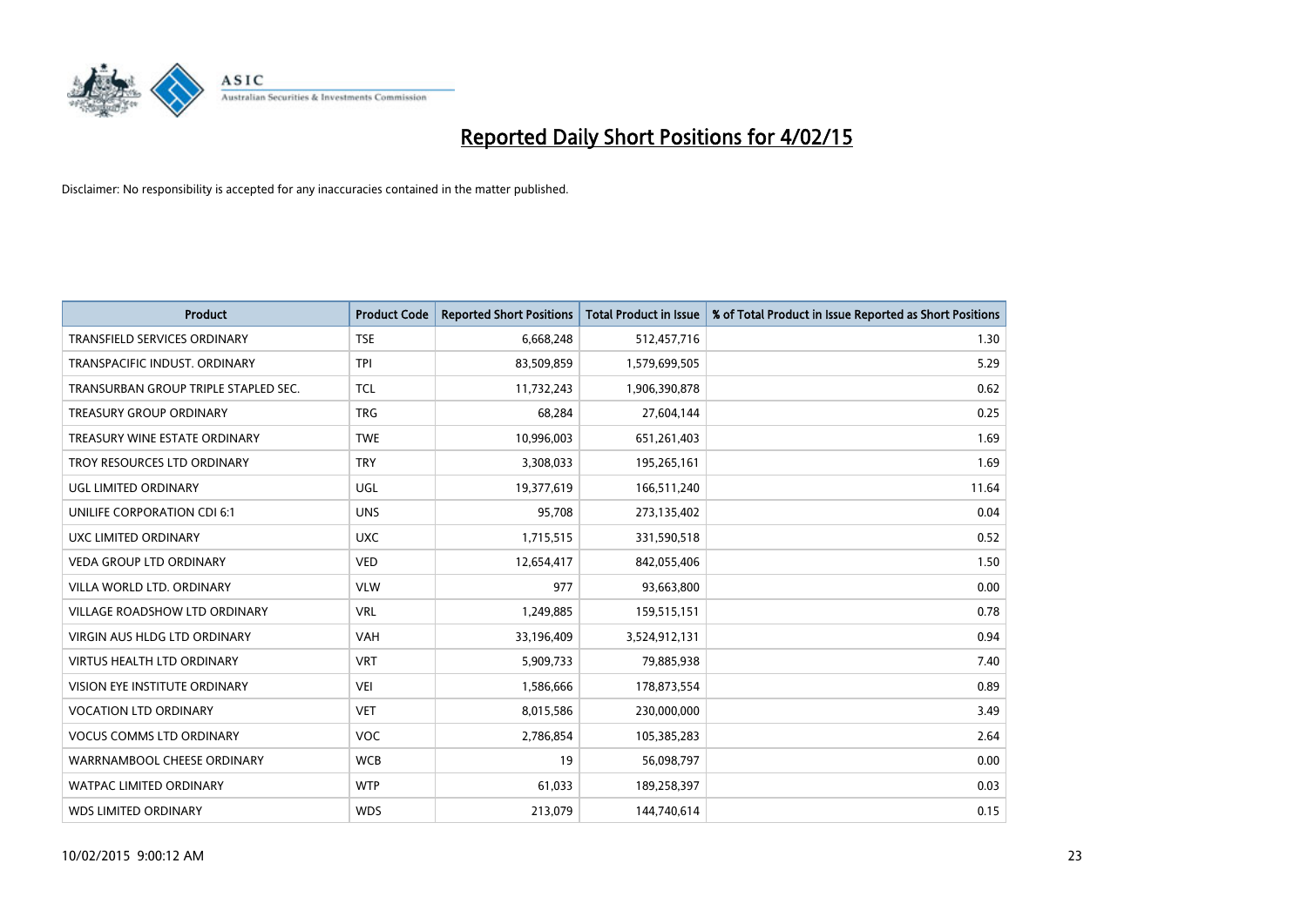# Reported Daily Short Positions for 4/02/15

Disclaimer: No responsibility is accepted for any inaccuracies contained in the matter published.

| Product | Product Code | Reported Short Positions | Total Product in Issue | % of Total Product in Issue Reported as Short Positions |
|---|---|---|---|---|
| TRANSFIELD SERVICES ORDINARY | TSE | 6,668,248 | 512,457,716 | 1.30 |
| TRANSPACIFIC INDUST. ORDINARY | TPI | 83,509,859 | 1,579,699,505 | 5.29 |
| TRANSURBAN GROUP TRIPLE STAPLED SEC. | TCL | 11,732,243 | 1,906,390,878 | 0.62 |
| TREASURY GROUP ORDINARY | TRG | 68,284 | 27,604,144 | 0.25 |
| TREASURY WINE ESTATE ORDINARY | TWE | 10,996,003 | 651,261,403 | 1.69 |
| TROY RESOURCES LTD ORDINARY | TRY | 3,308,033 | 195,265,161 | 1.69 |
| UGL LIMITED ORDINARY | UGL | 19,377,619 | 166,511,240 | 11.64 |
| UNILIFE CORPORATION CDI 6:1 | UNS | 95,708 | 273,135,402 | 0.04 |
| UXC LIMITED ORDINARY | UXC | 1,715,515 | 331,590,518 | 0.52 |
| VEDA GROUP LTD ORDINARY | VED | 12,654,417 | 842,055,406 | 1.50 |
| VILLA WORLD LTD. ORDINARY | VLW | 977 | 93,663,800 | 0.00 |
| VILLAGE ROADSHOW LTD ORDINARY | VRL | 1,249,885 | 159,515,151 | 0.78 |
| VIRGIN AUS HLDG LTD ORDINARY | VAH | 33,196,409 | 3,524,912,131 | 0.94 |
| VIRTUS HEALTH LTD ORDINARY | VRT | 5,909,733 | 79,885,938 | 7.40 |
| VISION EYE INSTITUTE ORDINARY | VEI | 1,586,666 | 178,873,554 | 0.89 |
| VOCATION LTD ORDINARY | VET | 8,015,586 | 230,000,000 | 3.49 |
| VOCUS COMMS LTD ORDINARY | VOC | 2,786,854 | 105,385,283 | 2.64 |
| WARRNAMBOOL CHEESE ORDINARY | WCB | 19 | 56,098,797 | 0.00 |
| WATPAC LIMITED ORDINARY | WTP | 61,033 | 189,258,397 | 0.03 |
| WDS LIMITED ORDINARY | WDS | 213,079 | 144,740,614 | 0.15 |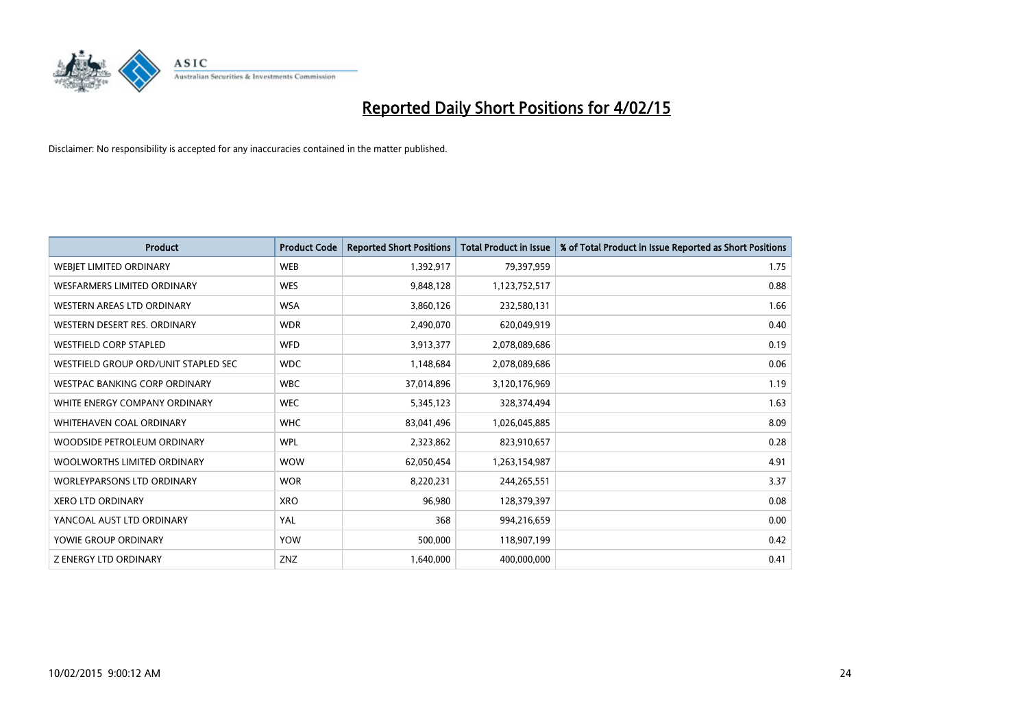# Reported Daily Short Positions for 4/02/15

Disclaimer: No responsibility is accepted for any inaccuracies contained in the matter published.

| Product | Product Code | Reported Short Positions | Total Product in Issue | % of Total Product in Issue Reported as Short Positions |
|---|---|---|---|---|
| WEBJET LIMITED ORDINARY | WEB | 1,392,917 | 79,397,959 | 1.75 |
| WESFARMERS LIMITED ORDINARY | WES | 9,848,128 | 1,123,752,517 | 0.88 |
| WESTERN AREAS LTD ORDINARY | WSA | 3,860,126 | 232,580,131 | 1.66 |
| WESTERN DESERT RES. ORDINARY | WDR | 2,490,070 | 620,049,919 | 0.40 |
| WESTFIELD CORP STAPLED | WFD | 3,913,377 | 2,078,089,686 | 0.19 |
| WESTFIELD GROUP ORD/UNIT STAPLED SEC | WDC | 1,148,684 | 2,078,089,686 | 0.06 |
| WESTPAC BANKING CORP ORDINARY | WBC | 37,014,896 | 3,120,176,969 | 1.19 |
| WHITE ENERGY COMPANY ORDINARY | WEC | 5,345,123 | 328,374,494 | 1.63 |
| WHITEHAVEN COAL ORDINARY | WHC | 83,041,496 | 1,026,045,885 | 8.09 |
| WOODSIDE PETROLEUM ORDINARY | WPL | 2,323,862 | 823,910,657 | 0.28 |
| WOOLWORTHS LIMITED ORDINARY | WOW | 62,050,454 | 1,263,154,987 | 4.91 |
| WORLEYPARSONS LTD ORDINARY | WOR | 8,220,231 | 244,265,551 | 3.37 |
| XERO LTD ORDINARY | XRO | 96,980 | 128,379,397 | 0.08 |
| YANCOAL AUST LTD ORDINARY | YAL | 368 | 994,216,659 | 0.00 |
| YOWIE GROUP ORDINARY | YOW | 500,000 | 118,907,199 | 0.42 |
| Z ENERGY LTD ORDINARY | ZNZ | 1,640,000 | 400,000,000 | 0.41 |